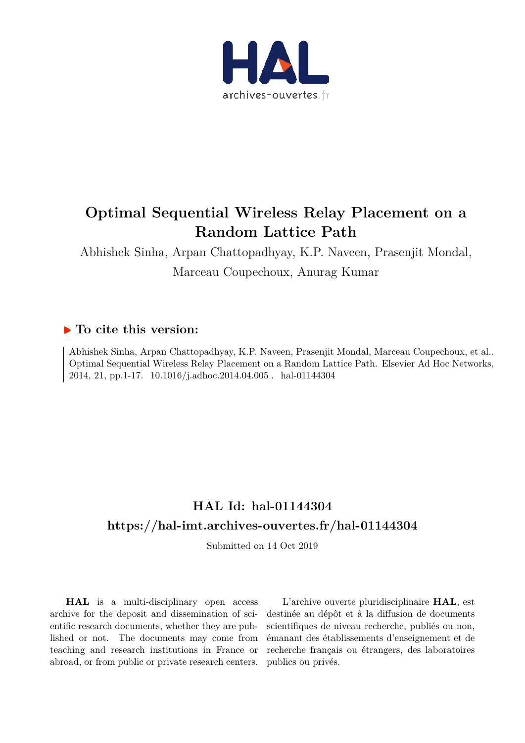# Optimal Sequential Wireless Relay Placement on a Random Lattice Path

Abhishek Sinha, Arpan Chattopadhyay, K.P. Naveen, Prasenjit Mondal, Marceau Coupechoux, Anurag Kumar

## To cite this version:

Abhishek Sinha, Arpan Chattopadhyay, K.P. Naveen, Prasenjit Mondal, Marceau Coupechoux, et al.. Optimal Sequential Wireless Relay Placement on a Random Lattice Path. Elsevier Ad Hoc Networks, 2014, 21, pp.1-17. 10.1016/j.adhoc.2014.04.005 . hal-01144304

## HAL Id: hal-01144304
## https://hal-imt.archives-ouvertes.fr/hal-01144304

Submitted on 14 Oct 2019

**HAL** is a multi-disciplinary open access archive for the deposit and dissemination of scientific research documents, whether they are published or not. The documents may come from teaching and research institutions in France or abroad, or from public or private research centers.

L'archive ouverte pluridisciplinaire **HAL**, est destinée au dépôt et à la diffusion de documents scientifiques de niveau recherche, publiés ou non, émanant des établissements d'enseignement et de recherche français ou étrangers, des laboratoires publics ou privés.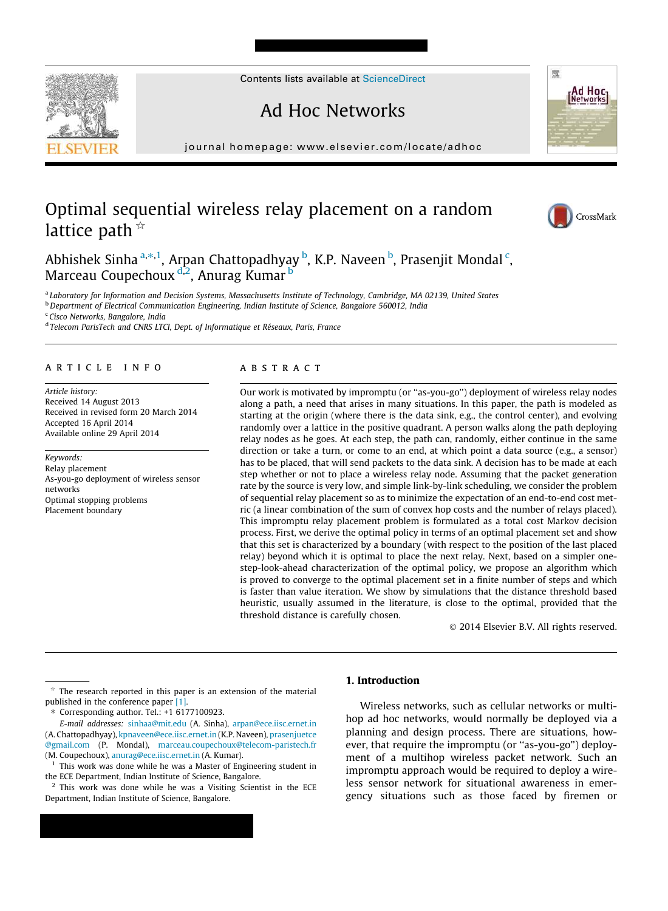# Optimal sequential wireless relay placement on a random lattice path ☆

Abhishek Sinha [a,*,1], Arpan Chattopadhyay [b], K.P. Naveen [b], Prasenjit Mondal [c], Marceau Coupechoux [d,2], Anurag Kumar [b]

[a] Laboratory for Information and Decision Systems, Massachusetts Institute of Technology, Cambridge, MA 02139, United States
[b] Department of Electrical Communication Engineering, Indian Institute of Science, Bangalore 560012, India
[c] Cisco Networks, Bangalore, India
[d] Telecom ParisTech and CNRS LTCI, Dept. of Informatique et Réseaux, Paris, France

## ARTICLE INFO

*Article history:*
Received 14 August 2013
Received in revised form 20 March 2014
Accepted 16 April 2014
Available online 29 April 2014

*Keywords:*
Relay placement
As-you-go deployment of wireless sensor networks
Optimal stopping problems
Placement boundary

## ABSTRACT

Our work is motivated by impromptu (or "as-you-go") deployment of wireless relay nodes along a path, a need that arises in many situations. In this paper, the path is modeled as starting at the origin (where there is the data sink, e.g., the control center), and evolving randomly over a lattice in the positive quadrant. A person walks along the path deploying relay nodes as he goes. At each step, the path can, randomly, either continue in the same direction or take a turn, or come to an end, at which point a data source (e.g., a sensor) has to be placed, that will send packets to the data sink. A decision has to be made at each step whether or not to place a wireless relay node. Assuming that the packet generation rate by the source is very low, and simple link-by-link scheduling, we consider the problem of sequential relay placement so as to minimize the expectation of an end-to-end cost metric (a linear combination of the sum of convex hop costs and the number of relays placed). This impromptu relay placement problem is formulated as a total cost Markov decision process. First, we derive the optimal policy in terms of an optimal placement set and show that this set is characterized by a boundary (with respect to the position of the last placed relay) beyond which it is optimal to place the next relay. Next, based on a simpler one-step-look-ahead characterization of the optimal policy, we propose an algorithm which is proved to converge to the optimal placement set in a finite number of steps and which is faster than value iteration. We show by simulations that the distance threshold based heuristic, usually assumed in the literature, is close to the optimal, provided that the threshold distance is carefully chosen.

© 2014 Elsevier B.V. All rights reserved.

## 1. Introduction

Wireless networks, such as cellular networks or multihop ad hoc networks, would normally be deployed via a planning and design process. There are situations, however, that require the impromptu (or "as-you-go") deployment of a multihop wireless packet network. Such an impromptu approach would be required to deploy a wireless sensor network for situational awareness in emergency situations such as those faced by firemen or

---

☆ The research reported in this paper is an extension of the material published in the conference paper [1].

\* Corresponding author. Tel.: +1 6177100923.

*E-mail addresses:* sinhaa@mit.edu (A. Sinha), arpan@ece.iisc.ernet.in (A. Chattopadhyay), kpnaveen@ece.iisc.ernet.in (K.P. Naveen), prasenjuetce@gmail.com (P. Mondal), marceau.coupechoux@telecom-paristech.fr (M. Coupechoux), anurag@ece.iisc.ernet.in (A. Kumar).

[1] This work was done while he was a Master of Engineering student in the ECE Department, Indian Institute of Science, Bangalore.

[2] This work was done while he was a Visiting Scientist in the ECE Department, Indian Institute of Science, Bangalore.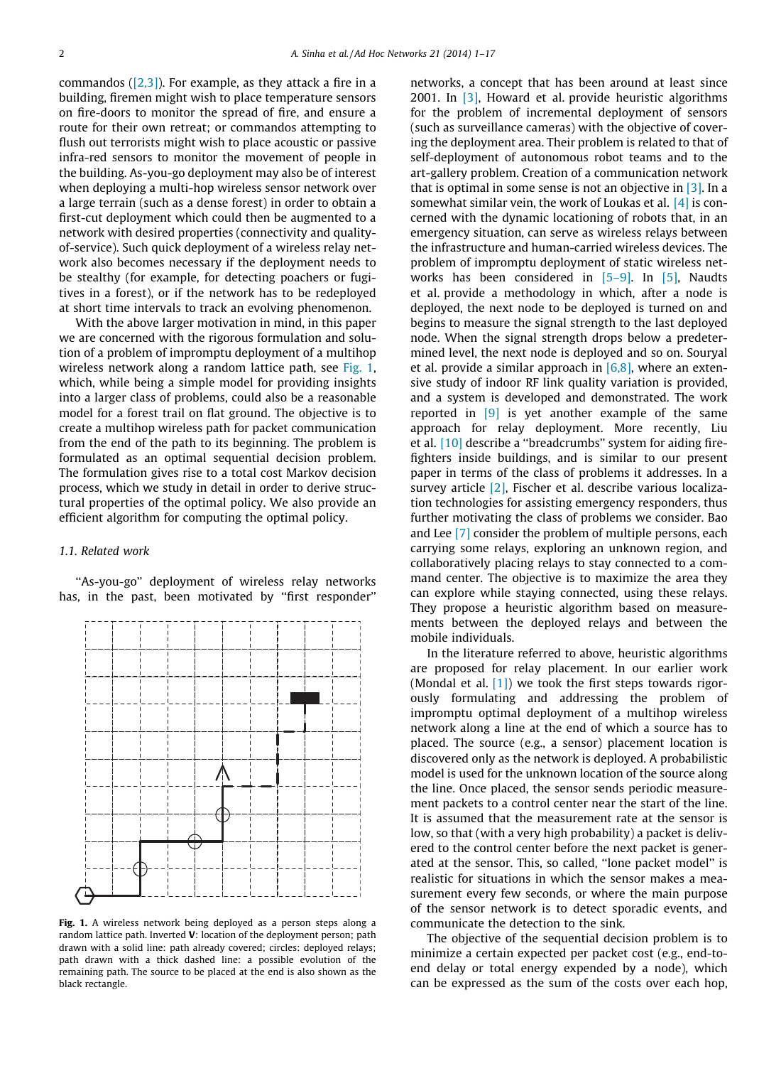commandos ([2,3]). For example, as they attack a fire in a building, firemen might wish to place temperature sensors on fire-doors to monitor the spread of fire, and ensure a route for their own retreat; or commandos attempting to flush out terrorists might wish to place acoustic or passive infra-red sensors to monitor the movement of people in the building. As-you-go deployment may also be of interest when deploying a multi-hop wireless sensor network over a large terrain (such as a dense forest) in order to obtain a first-cut deployment which could then be augmented to a network with desired properties (connectivity and quality-of-service). Such quick deployment of a wireless relay network also becomes necessary if the deployment needs to be stealthy (for example, for detecting poachers or fugitives in a forest), or if the network has to be redeployed at short time intervals to track an evolving phenomenon.

With the above larger motivation in mind, in this paper we are concerned with the rigorous formulation and solution of a problem of impromptu deployment of a multihop wireless network along a random lattice path, see Fig. 1, which, while being a simple model for providing insights into a larger class of problems, could also be a reasonable model for a forest trail on flat ground. The objective is to create a multihop wireless path for packet communication from the end of the path to its beginning. The problem is formulated as an optimal sequential decision problem. The formulation gives rise to a total cost Markov decision process, which we study in detail in order to derive structural properties of the optimal policy. We also provide an efficient algorithm for computing the optimal policy.

### 1.1. Related work

"As-you-go" deployment of wireless relay networks has, in the past, been motivated by "first responder" networks, a concept that has been around at least since 2001. In [3], Howard et al. provide heuristic algorithms for the problem of incremental deployment of sensors (such as surveillance cameras) with the objective of covering the deployment area. Their problem is related to that of self-deployment of autonomous robot teams and to the art-gallery problem. Creation of a communication network that is optimal in some sense is not an objective in [3]. In a somewhat similar vein, the work of Loukas et al. [4] is concerned with the dynamic locationing of robots that, in an emergency situation, can serve as wireless relays between the infrastructure and human-carried wireless devices. The problem of impromptu deployment of static wireless networks has been considered in [5–9]. In [5], Naudts et al. provide a methodology in which, after a node is deployed, the next node to be deployed is turned on and begins to measure the signal strength to the last deployed node. When the signal strength drops below a predetermined level, the next node is deployed and so on. Souryal et al. provide a similar approach in [6,8], where an extensive study of indoor RF link quality variation is provided, and a system is developed and demonstrated. The work reported in [9] is yet another example of the same approach for relay deployment. More recently, Liu et al. [10] describe a "breadcrumbs" system for aiding firefighters inside buildings, and is similar to our present paper in terms of the class of problems it addresses. In a survey article [2], Fischer et al. describe various localization technologies for assisting emergency responders, thus further motivating the class of problems we consider. Bao and Lee [7] consider the problem of multiple persons, each carrying some relays, exploring an unknown region, and collaboratively placing relays to stay connected to a command center. The objective is to maximize the area they can explore while staying connected, using these relays. They propose a heuristic algorithm based on measurements between the deployed relays and between the mobile individuals.

**Fig. 1.** A wireless network being deployed as a person steps along a random lattice path. Inverted **V**: location of the deployment person; path drawn with a solid line: path already covered; circles: deployed relays; path drawn with a thick dashed line: a possible evolution of the remaining path. The source to be placed at the end is also shown as the black rectangle.

In the literature referred to above, heuristic algorithms are proposed for relay placement. In our earlier work (Mondal et al. [1]) we took the first steps towards rigorously formulating and addressing the problem of impromptu optimal deployment of a multihop wireless network along a line at the end of which a source has to placed. The source (e.g., a sensor) placement location is discovered only as the network is deployed. A probabilistic model is used for the unknown location of the source along the line. Once placed, the sensor sends periodic measurement packets to a control center near the start of the line. It is assumed that the measurement rate at the sensor is low, so that (with a very high probability) a packet is delivered to the control center before the next packet is generated at the sensor. This, so called, "lone packet model" is realistic for situations in which the sensor makes a measurement every few seconds, or where the main purpose of the sensor network is to detect sporadic events, and communicate the detection to the sink.

The objective of the sequential decision problem is to minimize a certain expected per packet cost (e.g., end-to-end delay or total energy expended by a node), which can be expressed as the sum of the costs over each hop,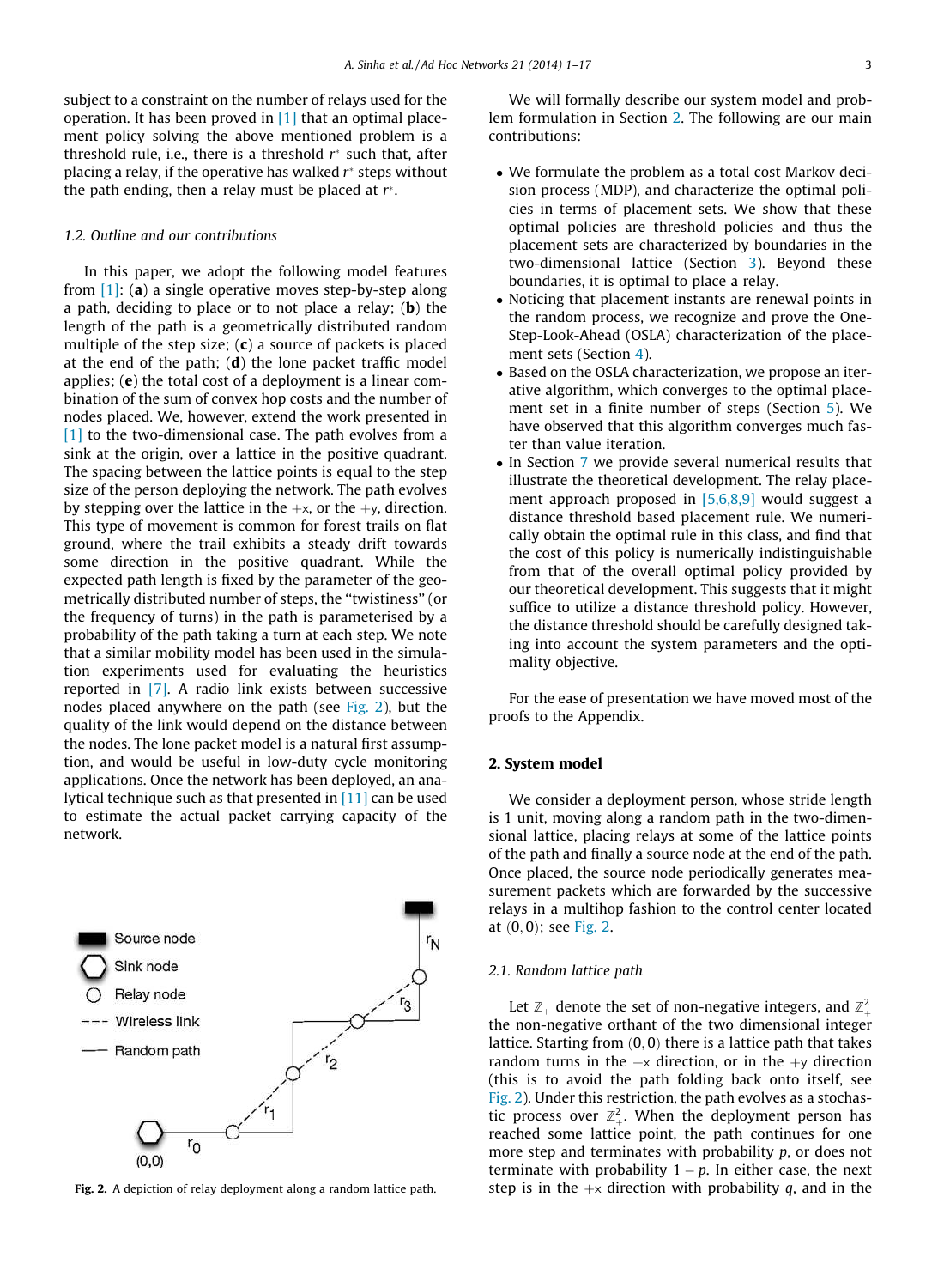subject to a constraint on the number of relays used for the operation. It has been proved in [1] that an optimal placement policy solving the above mentioned problem is a threshold rule, i.e., there is a threshold $r^*$ such that, after placing a relay, if the operative has walked $r^*$ steps without the path ending, then a relay must be placed at $r^*$.

### 1.2. Outline and our contributions

In this paper, we adopt the following model features from [1]: (**a**) a single operative moves step-by-step along a path, deciding to place or to not place a relay; (**b**) the length of the path is a geometrically distributed random multiple of the step size; (**c**) a source of packets is placed at the end of the path; (**d**) the lone packet traffic model applies; (**e**) the total cost of a deployment is a linear combination of the sum of convex hop costs and the number of nodes placed. We, however, extend the work presented in [1] to the two-dimensional case. The path evolves from a sink at the origin, over a lattice in the positive quadrant. The spacing between the lattice points is equal to the step size of the person deploying the network. The path evolves by stepping over the lattice in the $+x$, or the $+y$, direction. This type of movement is common for forest trails on flat ground, where the trail exhibits a steady drift towards some direction in the positive quadrant. While the expected path length is fixed by the parameter of the geometrically distributed number of steps, the "twistiness" (or the frequency of turns) in the path is parameterised by a probability of the path taking a turn at each step. We note that a similar mobility model has been used in the simulation experiments used for evaluating the heuristics reported in [7]. A radio link exists between successive nodes placed anywhere on the path (see Fig. 2), but the quality of the link would depend on the distance between the nodes. The lone packet model is a natural first assumption, and would be useful in low-duty cycle monitoring applications. Once the network has been deployed, an analytical technique such as that presented in [11] can be used to estimate the actual packet carrying capacity of the network.

Fig. 2. A depiction of relay deployment along a random lattice path.

We will formally describe our system model and problem formulation in Section 2. The following are our main contributions:

- We formulate the problem as a total cost Markov decision process (MDP), and characterize the optimal policies in terms of placement sets. We show that these optimal policies are threshold policies and thus the placement sets are characterized by boundaries in the two-dimensional lattice (Section 3). Beyond these boundaries, it is optimal to place a relay.
- Noticing that placement instants are renewal points in the random process, we recognize and prove the One-Step-Look-Ahead (OSLA) characterization of the placement sets (Section 4).
- Based on the OSLA characterization, we propose an iterative algorithm, which converges to the optimal placement set in a finite number of steps (Section 5). We have observed that this algorithm converges much faster than value iteration.
- In Section 7 we provide several numerical results that illustrate the theoretical development. The relay placement approach proposed in [5,6,8,9] would suggest a distance threshold based placement rule. We numerically obtain the optimal rule in this class, and find that the cost of this policy is numerically indistinguishable from that of the overall optimal policy provided by our theoretical development. This suggests that it might suffice to utilize a distance threshold policy. However, the distance threshold should be carefully designed taking into account the system parameters and the optimality objective.

For the ease of presentation we have moved most of the proofs to the Appendix.

## 2. System model

We consider a deployment person, whose stride length is 1 unit, moving along a random path in the two-dimensional lattice, placing relays at some of the lattice points of the path and finally a source node at the end of the path. Once placed, the source node periodically generates measurement packets which are forwarded by the successive relays in a multihop fashion to the control center located at $(0,0)$; see Fig. 2.

### 2.1. Random lattice path

Let $\mathbb{Z}_+$ denote the set of non-negative integers, and $\mathbb{Z}_+^2$ the non-negative orthant of the two dimensional integer lattice. Starting from $(0,0)$ there is a lattice path that takes random turns in the $+x$ direction, or in the $+y$ direction (this is to avoid the path folding back onto itself, see Fig. 2). Under this restriction, the path evolves as a stochastic process over $\mathbb{Z}_+^2$. When the deployment person has reached some lattice point, the path continues for one more step and terminates with probability $p$, or does not terminate with probability $1-p$. In either case, the next step is in the $+x$ direction with probability $q$, and in the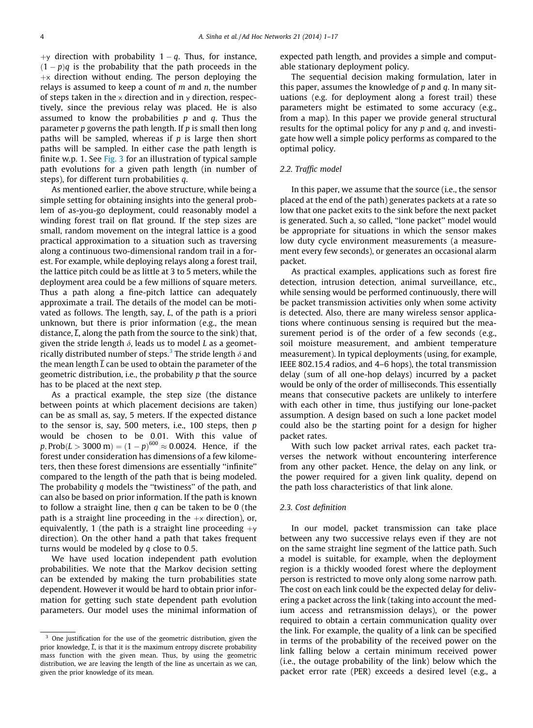$+$y direction with probability $1 - q$. Thus, for instance, $(1 - p)q$ is the probability that the path proceeds in the $+$x direction without ending. The person deploying the relays is assumed to keep a count of $m$ and $n$, the number of steps taken in the x direction and in y direction, respectively, since the previous relay was placed. He is also assumed to know the probabilities $p$ and $q$. Thus the parameter $p$ governs the path length. If $p$ is small then long paths will be sampled, whereas if $p$ is large then short paths will be sampled. In either case the path length is finite w.p. 1. See Fig. 3 for an illustration of typical sample path evolutions for a given path length (in number of steps), for different turn probabilities $q$.

As mentioned earlier, the above structure, while being a simple setting for obtaining insights into the general problem of as-you-go deployment, could reasonably model a winding forest trail on flat ground. If the step sizes are small, random movement on the integral lattice is a good practical approximation to a situation such as traversing along a continuous two-dimensional random trail in a forest. For example, while deploying relays along a forest trail, the lattice pitch could be as little at 3 to 5 meters, while the deployment area could be a few millions of square meters. Thus a path along a fine-pitch lattice can adequately approximate a trail. The details of the model can be motivated as follows. The length, say, $L$, of the path is a priori unknown, but there is prior information (e.g., the mean distance, $\overline{L}$, along the path from the source to the sink) that, given the stride length $\delta$, leads us to model $L$ as a geometrically distributed number of steps.[3] The stride length $\delta$ and the mean length $\overline{L}$ can be used to obtain the parameter of the geometric distribution, i.e., the probability $p$ that the source has to be placed at the next step.

As a practical example, the step size (the distance between points at which placement decisions are taken) can be as small as, say, 5 meters. If the expected distance to the sensor is, say, 500 meters, i.e., 100 steps, then $p$ would be chosen to be 0.01. With this value of $p$, $\text{Prob}(L > 3000\text{ m}) = (1 - p)^{600} \approx 0.0024$. Hence, if the forest under consideration has dimensions of a few kilometers, then these forest dimensions are essentially "infinite" compared to the length of the path that is being modeled. The probability $q$ models the "twistiness" of the path, and can also be based on prior information. If the path is known to follow a straight line, then $q$ can be taken to be 0 (the path is a straight line proceeding in the $+$x direction), or, equivalently, 1 (the path is a straight line proceeding $+$y direction). On the other hand a path that takes frequent turns would be modeled by $q$ close to 0.5.

We have used location independent path evolution probabilities. We note that the Markov decision setting can be extended by making the turn probabilities state dependent. However it would be hard to obtain prior information for getting such state dependent path evolution parameters. Our model uses the minimal information of expected path length, and provides a simple and computable stationary deployment policy.

The sequential decision making formulation, later in this paper, assumes the knowledge of $p$ and $q$. In many situations (e.g. for deployment along a forest trail) these parameters might be estimated to some accuracy (e.g., from a map). In this paper we provide general structural results for the optimal policy for any $p$ and $q$, and investigate how well a simple policy performs as compared to the optimal policy.

### 2.2. Traffic model

In this paper, we assume that the source (i.e., the sensor placed at the end of the path) generates packets at a rate so low that one packet exits to the sink before the next packet is generated. Such a, so called, "lone packet" model would be appropriate for situations in which the sensor makes low duty cycle environment measurements (a measurement every few seconds), or generates an occasional alarm packet.

As practical examples, applications such as forest fire detection, intrusion detection, animal surveillance, etc., while sensing would be performed continuously, there will be packet transmission activities only when some activity is detected. Also, there are many wireless sensor applications where continuous sensing is required but the measurement period is of the order of a few seconds (e.g., soil moisture measurement, and ambient temperature measurement). In typical deployments (using, for example, IEEE 802.15.4 radios, and 4–6 hops), the total transmission delay (sum of all one-hop delays) incurred by a packet would be only of the order of milliseconds. This essentially means that consecutive packets are unlikely to interfere with each other in time, thus justifying our lone-packet assumption. A design based on such a lone packet model could also be the starting point for a design for higher packet rates.

With such low packet arrival rates, each packet traverses the network without encountering interference from any other packet. Hence, the delay on any link, or the power required for a given link quality, depend on the path loss characteristics of that link alone.

### 2.3. Cost definition

In our model, packet transmission can take place between any two successive relays even if they are not on the same straight line segment of the lattice path. Such a model is suitable, for example, when the deployment region is a thickly wooded forest where the deployment person is restricted to move only along some narrow path. The cost on each link could be the expected delay for delivering a packet across the link (taking into account the medium access and retransmission delays), or the power required to obtain a certain communication quality over the link. For example, the quality of a link can be specified in terms of the probability of the received power on the link falling below a certain minimum received power (i.e., the outage probability of the link) below which the packet error rate (PER) exceeds a desired level (e.g., a

---

[3] One justification for the use of the geometric distribution, given the prior knowledge, $\overline{L}$, is that it is the maximum entropy discrete probability mass function with the given mean. Thus, by using the geometric distribution, we are leaving the length of the line as uncertain as we can, given the prior knowledge of its mean.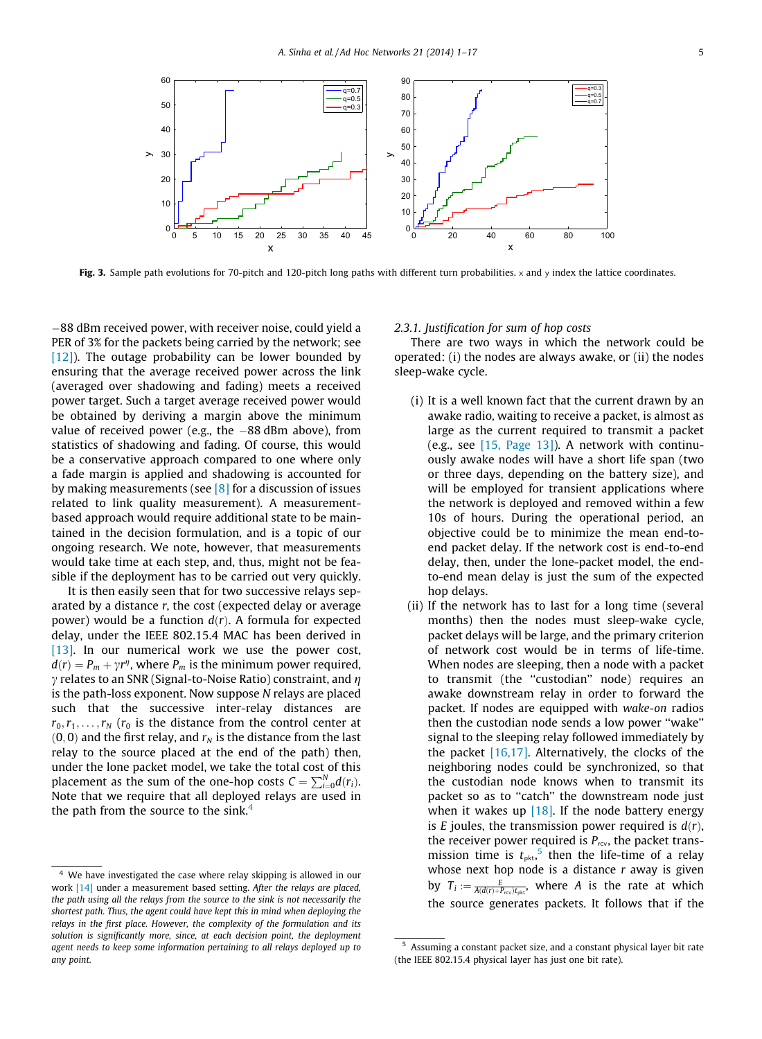**Fig. 3.** Sample path evolutions for 70-pitch and 120-pitch long paths with different turn probabilities. x and y index the lattice coordinates.

−88 dBm received power, with receiver noise, could yield a PER of 3% for the packets being carried by the network; see [12]). The outage probability can be lower bounded by ensuring that the average received power across the link (averaged over shadowing and fading) meets a received power target. Such a target average received power would be obtained by deriving a margin above the minimum value of received power (e.g., the −88 dBm above), from statistics of shadowing and fading. Of course, this would be a conservative approach compared to one where only a fade margin is applied and shadowing is accounted for by making measurements (see [8] for a discussion of issues related to link quality measurement). A measurement-based approach would require additional state to be maintained in the decision formulation, and is a topic of our ongoing research. We note, however, that measurements would take time at each step, and, thus, might not be feasible if the deployment has to be carried out very quickly.

It is then easily seen that for two successive relays separated by a distance $r$, the cost (expected delay or average power) would be a function $d(r)$. A formula for expected delay, under the IEEE 802.15.4 MAC has been derived in [13]. In our numerical work we use the power cost, $d(r) = P_m + \gamma r^{\eta}$, where $P_m$ is the minimum power required, $\gamma$ relates to an SNR (Signal-to-Noise Ratio) constraint, and $\eta$ is the path-loss exponent. Now suppose $N$ relays are placed such that the successive inter-relay distances are $r_0, r_1, \ldots, r_N$ ($r_0$ is the distance from the control center at $(0,0)$ and the first relay, and $r_N$ is the distance from the last relay to the source placed at the end of the path) then, under the lone packet model, we take the total cost of this placement as the sum of the one-hop costs $C = \sum_{i=0}^{N} d(r_i)$. Note that we require that all deployed relays are used in the path from the source to the sink.[4]

#### 2.3.1. Justification for sum of hop costs

There are two ways in which the network could be operated: (i) the nodes are always awake, or (ii) the nodes sleep-wake cycle.

(i) It is a well known fact that the current drawn by an awake radio, waiting to receive a packet, is almost as large as the current required to transmit a packet (e.g., see [15, Page 13]). A network with continuously awake nodes will have a short life span (two or three days, depending on the battery size), and will be employed for transient applications where the network is deployed and removed within a few 10s of hours. During the operational period, an objective could be to minimize the mean end-to-end packet delay. If the network cost is end-to-end delay, then, under the lone-packet model, the end-to-end mean delay is just the sum of the expected hop delays.

(ii) If the network has to last for a long time (several months) then the nodes must sleep-wake cycle, packet delays will be large, and the primary criterion of network cost would be in terms of life-time. When nodes are sleeping, then a node with a packet to transmit (the "custodian" node) requires an awake downstream relay in order to forward the packet. If nodes are equipped with *wake-on* radios then the custodian node sends a low power "wake" signal to the sleeping relay followed immediately by the packet [16,17]. Alternatively, the clocks of the neighboring nodes could be synchronized, so that the custodian node knows when to transmit its packet so as to "catch" the downstream node just when it wakes up [18]. If the node battery energy is $E$ joules, the transmission power required is $d(r)$, the receiver power required is $P_{rcv}$, the packet transmission time is $t_{pkt}$,[5] then the life-time of a relay whose next hop node is a distance $r$ away is given by $T_i := \frac{E}{A(d(r)+P_{rcv})t_{pkt}}$, where $A$ is the rate at which the source generates packets. It follows that if the

---

[4] We have investigated the case where relay skipping is allowed in our work [14] under a measurement based setting. *After the relays are placed, the path using all the relays from the source to the sink is not necessarily the shortest path. Thus, the agent could have kept this in mind when deploying the relays in the first place. However, the complexity of the formulation and its solution is significantly more, since, at each decision point, the deployment agent needs to keep some information pertaining to all relays deployed up to any point.*

[5] Assuming a constant packet size, and a constant physical layer bit rate (the IEEE 802.15.4 physical layer has just one bit rate).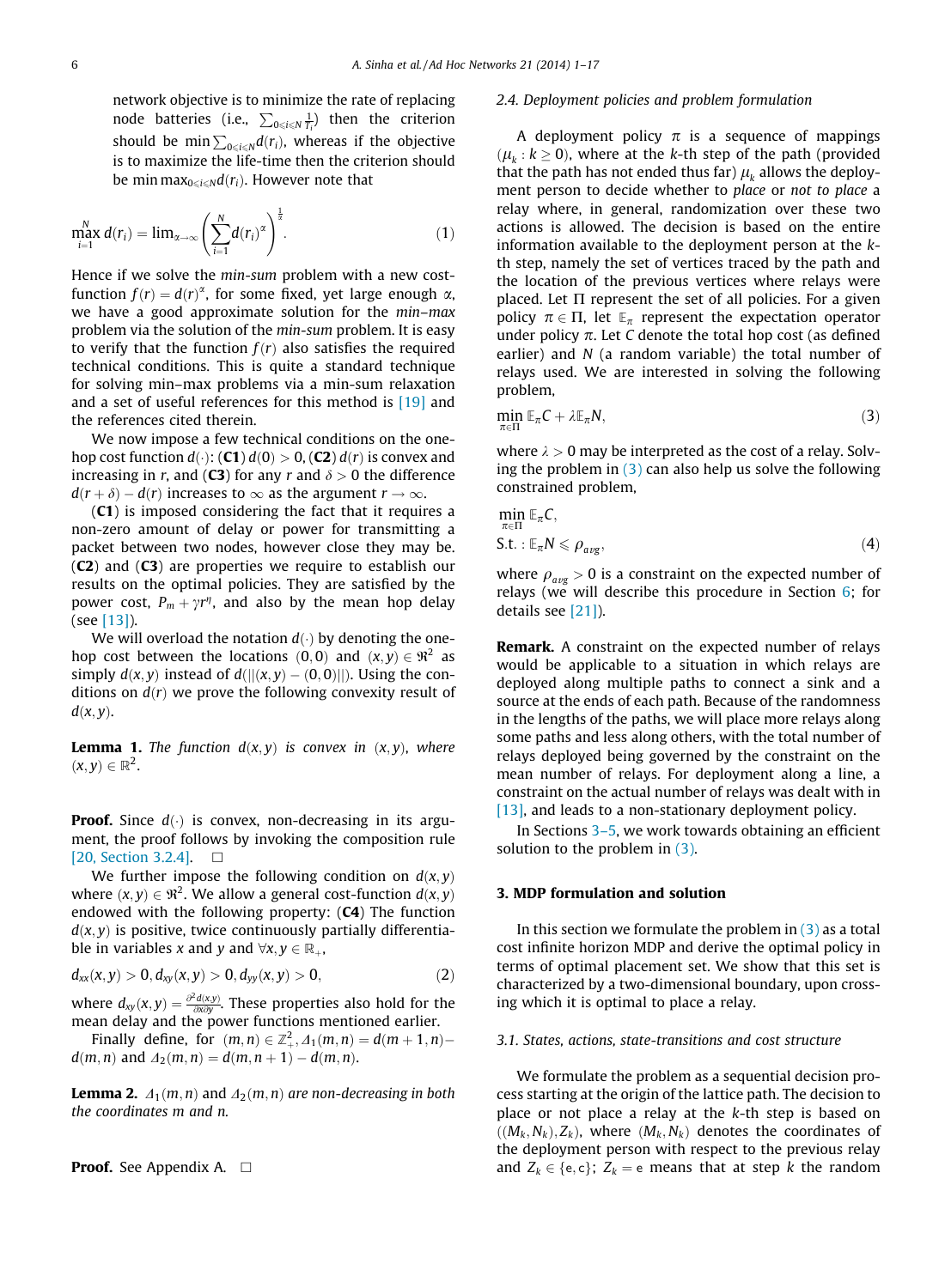network objective is to minimize the rate of replacing node batteries (i.e., $\sum_{0\leqslant i\leqslant N}\frac{1}{T_i}$) then the criterion should be $\min\sum_{0\leqslant i\leqslant N}d(r_i)$, whereas if the objective is to maximize the life-time then the criterion should be $\min\max_{0\leqslant i\leqslant N}d(r_i)$. However note that

$$\max_{i=1}^{N} d(r_i) = \lim_{\alpha\to\infty}\left(\sum_{i=1}^{N} d(r_i)^{\alpha}\right)^{\frac{1}{\alpha}}. \tag{1}$$

Hence if we solve the *min-sum* problem with a new cost-function $f(r) = d(r)^{\alpha}$, for some fixed, yet large enough $\alpha$, we have a good approximate solution for the *min–max* problem via the solution of the *min-sum* problem. It is easy to verify that the function $f(r)$ also satisfies the required technical conditions. This is quite a standard technique for solving min–max problems via a min-sum relaxation and a set of useful references for this method is [19] and the references cited therein.

We now impose a few technical conditions on the one-hop cost function $d(\cdot)$: (**C1**) $d(0) > 0$, (**C2**) $d(r)$ is convex and increasing in $r$, and (**C3**) for any $r$ and $\delta > 0$ the difference $d(r+\delta) - d(r)$ increases to $\infty$ as the argument $r\to\infty$.

(**C1**) is imposed considering the fact that it requires a non-zero amount of delay or power for transmitting a packet between two nodes, however close they may be. (**C2**) and (**C3**) are properties we require to establish our results on the optimal policies. They are satisfied by the power cost, $P_m + \gamma r^{\eta}$, and also by the mean hop delay (see [13]).

We will overload the notation $d(\cdot)$ by denoting the one-hop cost between the locations $(0,0)$ and $(x,y)\in\Re^2$ as simply $d(x,y)$ instead of $d(\|(x,y)-(0,0)\|)$. Using the conditions on $d(r)$ we prove the following convexity result of $d(x,y)$.

**Lemma 1.** *The function* $d(x,y)$ *is convex in* $(x,y)$, *where* $(x,y)\in\mathbb{R}^2$.

**Proof.** Since $d(\cdot)$ is convex, non-decreasing in its argument, the proof follows by invoking the composition rule [20, Section 3.2.4]. $\square$

We further impose the following condition on $d(x,y)$ where $(x,y)\in\Re^2$. We allow a general cost-function $d(x,y)$ endowed with the following property: (**C4**) The function $d(x,y)$ is positive, twice continuously partially differentiable in variables $x$ and $y$ and $\forall x,y\in\mathbb{R}_+$,

$$d_{xx}(x,y) > 0,\, d_{xy}(x,y) > 0,\, d_{yy}(x,y) > 0, \tag{2}$$

where $d_{xy}(x,y) = \frac{\partial^2 d(x,y)}{\partial x\partial y}$. These properties also hold for the mean delay and the power functions mentioned earlier.

Finally define, for $(m,n)\in\mathbb{Z}_+^2$, $\Delta_1(m,n) = d(m+1,n) - d(m,n)$ and $\Delta_2(m,n) = d(m,n+1) - d(m,n)$.

**Lemma 2.** $\Delta_1(m,n)$ *and* $\Delta_2(m,n)$ *are non-decreasing in both the coordinates m and n.*

**Proof.** See Appendix A. $\square$

### 2.4. Deployment policies and problem formulation

A deployment policy $\pi$ is a sequence of mappings $(\mu_k : k \geq 0)$, where at the $k$-th step of the path (provided that the path has not ended thus far) $\mu_k$ allows the deployment person to decide whether to *place* or *not to place* a relay where, in general, randomization over these two actions is allowed. The decision is based on the entire information available to the deployment person at the $k$-th step, namely the set of vertices traced by the path and the location of the previous vertices where relays were placed. Let $\Pi$ represent the set of all policies. For a given policy $\pi\in\Pi$, let $\mathbb{E}_{\pi}$ represent the expectation operator under policy $\pi$. Let $C$ denote the total hop cost (as defined earlier) and $N$ (a random variable) the total number of relays used. We are interested in solving the following problem,

$$\min_{\pi\in\Pi} \mathbb{E}_{\pi}C + \lambda\mathbb{E}_{\pi}N, \tag{3}$$

where $\lambda > 0$ may be interpreted as the cost of a relay. Solving the problem in (3) can also help us solve the following constrained problem,

$$\min_{\pi\in\Pi} \mathbb{E}_{\pi}C,$$
$$\text{S.t.}: \mathbb{E}_{\pi}N \leqslant \rho_{avg}, \tag{4}$$

where $\rho_{avg} > 0$ is a constraint on the expected number of relays (we will describe this procedure in Section 6; for details see [21]).

**Remark.** A constraint on the expected number of relays would be applicable to a situation in which relays are deployed along multiple paths to connect a sink and a source at the ends of each path. Because of the randomness in the lengths of the paths, we will place more relays along some paths and less along others, with the total number of relays deployed being governed by the constraint on the mean number of relays. For deployment along a line, a constraint on the actual number of relays was dealt with in [13], and leads to a non-stationary deployment policy.

In Sections 3–5, we work towards obtaining an efficient solution to the problem in (3).

## 3. MDP formulation and solution

In this section we formulate the problem in (3) as a total cost infinite horizon MDP and derive the optimal policy in terms of optimal placement set. We show that this set is characterized by a two-dimensional boundary, upon crossing which it is optimal to place a relay.

### 3.1. States, actions, state-transitions and cost structure

We formulate the problem as a sequential decision process starting at the origin of the lattice path. The decision to place or not place a relay at the $k$-th step is based on $((M_k, N_k), Z_k)$, where $(M_k, N_k)$ denotes the coordinates of the deployment person with respect to the previous relay and $Z_k\in\{\mathsf{e},\mathsf{c}\}$; $Z_k = \mathsf{e}$ means that at step $k$ the random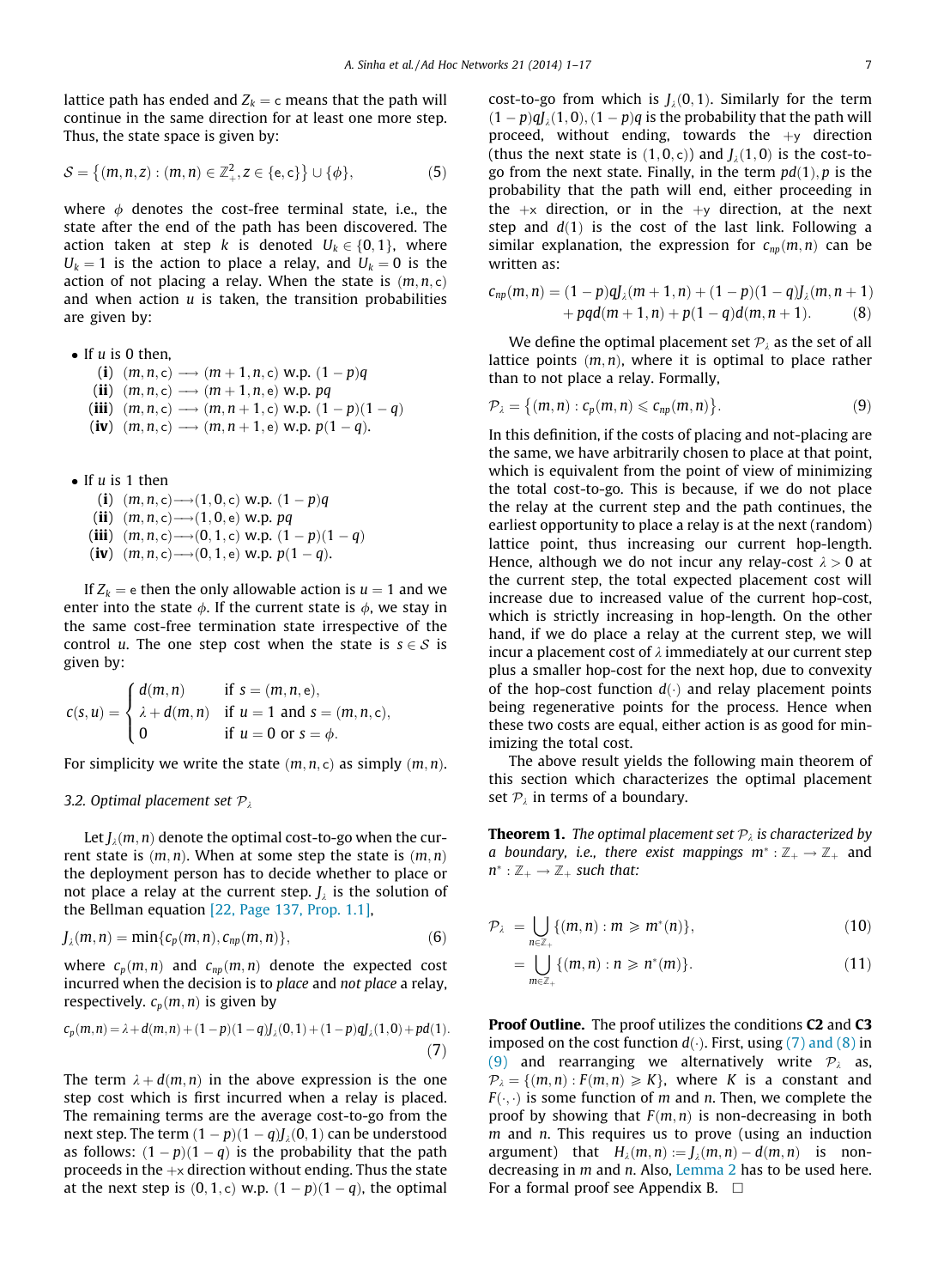lattice path has ended and $Z_k = \mathsf{c}$ means that the path will continue in the same direction for at least one more step. Thus, the state space is given by:

$$\mathcal{S} = \{(m,n,z) : (m,n) \in \mathbb{Z}_+^2, z \in \{\mathsf{e},\mathsf{c}\}\} \cup \{\phi\}, \tag{5}$$

where $\phi$ denotes the cost-free terminal state, i.e., the state after the end of the path has been discovered. The action taken at step $k$ is denoted $U_k \in \{0,1\}$, where $U_k = 1$ is the action to place a relay, and $U_k = 0$ is the action of not placing a relay. When the state is $(m,n,\mathsf{c})$ and when action $u$ is taken, the transition probabilities are given by:

- If $u$ is 0 then,
  - **(i)** $(m,n,\mathsf{c}) \longrightarrow (m+1,n,\mathsf{c})$ w.p. $(1-p)q$
  - **(ii)** $(m,n,\mathsf{c}) \longrightarrow (m+1,n,\mathsf{e})$ w.p. $pq$
  - **(iii)** $(m,n,\mathsf{c}) \longrightarrow (m,n+1,\mathsf{c})$ w.p. $(1-p)(1-q)$
  - **(iv)** $(m,n,\mathsf{c}) \longrightarrow (m,n+1,\mathsf{e})$ w.p. $p(1-q)$.

- If $u$ is 1 then
  - **(i)** $(m,n,\mathsf{c}) \longrightarrow (1,0,\mathsf{c})$ w.p. $(1-p)q$
  - **(ii)** $(m,n,\mathsf{c}) \longrightarrow (1,0,\mathsf{e})$ w.p. $pq$
  - **(iii)** $(m,n,\mathsf{c}) \longrightarrow (0,1,\mathsf{c})$ w.p. $(1-p)(1-q)$
  - **(iv)** $(m,n,\mathsf{c}) \longrightarrow (0,1,\mathsf{e})$ w.p. $p(1-q)$.

If $Z_k = \mathsf{e}$ then the only allowable action is $u = 1$ and we enter into the state $\phi$. If the current state is $\phi$, we stay in the same cost-free termination state irrespective of the control $u$. The one step cost when the state is $s \in \mathcal{S}$ is given by:

$$c(s,u) = \begin{cases} d(m,n) & \text{if } s = (m,n,\mathsf{e}), \\ \lambda + d(m,n) & \text{if } u = 1 \text{ and } s = (m,n,\mathsf{c}), \\ 0 & \text{if } u = 0 \text{ or } s = \phi. \end{cases}$$

For simplicity we write the state $(m,n,\mathsf{c})$ as simply $(m,n)$.

### 3.2. Optimal placement set $\mathcal{P}_\lambda$

Let $J_\lambda(m,n)$ denote the optimal cost-to-go when the current state is $(m,n)$. When at some step the state is $(m,n)$ the deployment person has to decide whether to place or not place a relay at the current step. $J_\lambda$ is the solution of the Bellman equation [22, Page 137, Prop. 1.1],

$$J_\lambda(m,n) = \min\{c_p(m,n), c_{np}(m,n)\}, \tag{6}$$

where $c_p(m,n)$ and $c_{np}(m,n)$ denote the expected cost incurred when the decision is to *place* and *not place* a relay, respectively. $c_p(m,n)$ is given by

$$c_p(m,n) = \lambda + d(m,n) + (1-p)(1-q)J_\lambda(0,1) + (1-p)qJ_\lambda(1,0) + pd(1). \tag{7}$$

The term $\lambda + d(m,n)$ in the above expression is the one step cost which is first incurred when a relay is placed. The remaining terms are the average cost-to-go from the next step. The term $(1-p)(1-q)J_\lambda(0,1)$ can be understood as follows: $(1-p)(1-q)$ is the probability that the path proceeds in the $+\mathsf{x}$ direction without ending. Thus the state at the next step is $(0,1,\mathsf{c})$ w.p. $(1-p)(1-q)$, the optimal cost-to-go from which is $J_\lambda(0,1)$. Similarly for the term $(1-p)qJ_\lambda(1,0)$, $(1-p)q$ is the probability that the path will proceed, without ending, towards the $+\mathsf{y}$ direction (thus the next state is $(1,0,\mathsf{c})$) and $J_\lambda(1,0)$ is the cost-to-go from the next state. Finally, in the term $pd(1)$, $p$ is the probability that the path will end, either proceeding in the $+\mathsf{x}$ direction, or in the $+\mathsf{y}$ direction, at the next step and $d(1)$ is the cost of the last link. Following a similar explanation, the expression for $c_{np}(m,n)$ can be written as:

$$\begin{aligned} c_{np}(m,n) = {} & (1-p)qJ_\lambda(m+1,n) + (1-p)(1-q)J_\lambda(m,n+1) \\ & + pqd(m+1,n) + p(1-q)d(m,n+1). \end{aligned} \tag{8}$$

We define the optimal placement set $\mathcal{P}_\lambda$ as the set of all lattice points $(m,n)$, where it is optimal to place rather than to not place a relay. Formally,

$$\mathcal{P}_\lambda = \{(m,n) : c_p(m,n) \leqslant c_{np}(m,n)\}. \tag{9}$$

In this definition, if the costs of placing and not-placing are the same, we have arbitrarily chosen to place at that point, which is equivalent from the point of view of minimizing the total cost-to-go. This is because, if we do not place the relay at the current step and the path continues, the earliest opportunity to place a relay is at the next (random) lattice point, thus increasing our current hop-length. Hence, although we do not incur any relay-cost $\lambda > 0$ at the current step, the total expected placement cost will increase due to increased value of the current hop-cost, which is strictly increasing in hop-length. On the other hand, if we do place a relay at the current step, we will incur a placement cost of $\lambda$ immediately at our current step plus a smaller hop-cost for the next hop, due to convexity of the hop-cost function $d(\cdot)$ and relay placement points being regenerative points for the process. Hence when these two costs are equal, either action is as good for minimizing the total cost.

The above result yields the following main theorem of this section which characterizes the optimal placement set $\mathcal{P}_\lambda$ in terms of a boundary.

**Theorem 1.** *The optimal placement set $\mathcal{P}_\lambda$ is characterized by a boundary, i.e., there exist mappings $m^* : \mathbb{Z}_+ \rightarrow \mathbb{Z}_+$ and $n^* : \mathbb{Z}_+ \rightarrow \mathbb{Z}_+$ such that:*

$$\begin{aligned} \mathcal{P}_\lambda &= \bigcup_{n \in \mathbb{Z}_+} \{(m,n) : m \geqslant m^*(n)\}, & (10) \\ &= \bigcup_{m \in \mathbb{Z}_+} \{(m,n) : n \geqslant n^*(m)\}. & (11) \end{aligned}$$

**Proof Outline.** The proof utilizes the conditions **C2** and **C3** imposed on the cost function $d(\cdot)$. First, using (7) and (8) in (9) and rearranging we alternatively write $\mathcal{P}_\lambda$ as, $\mathcal{P}_\lambda = \{(m,n) : F(m,n) \geqslant K\}$, where $K$ is a constant and $F(\cdot,\cdot)$ is some function of $m$ and $n$. Then, we complete the proof by showing that $F(m,n)$ is non-decreasing in both $m$ and $n$. This requires us to prove (using an induction argument) that $H_\lambda(m,n) := J_\lambda(m,n) - d(m,n)$ is non-decreasing in $m$ and $n$. Also, Lemma 2 has to be used here. For a formal proof see Appendix B. $\square$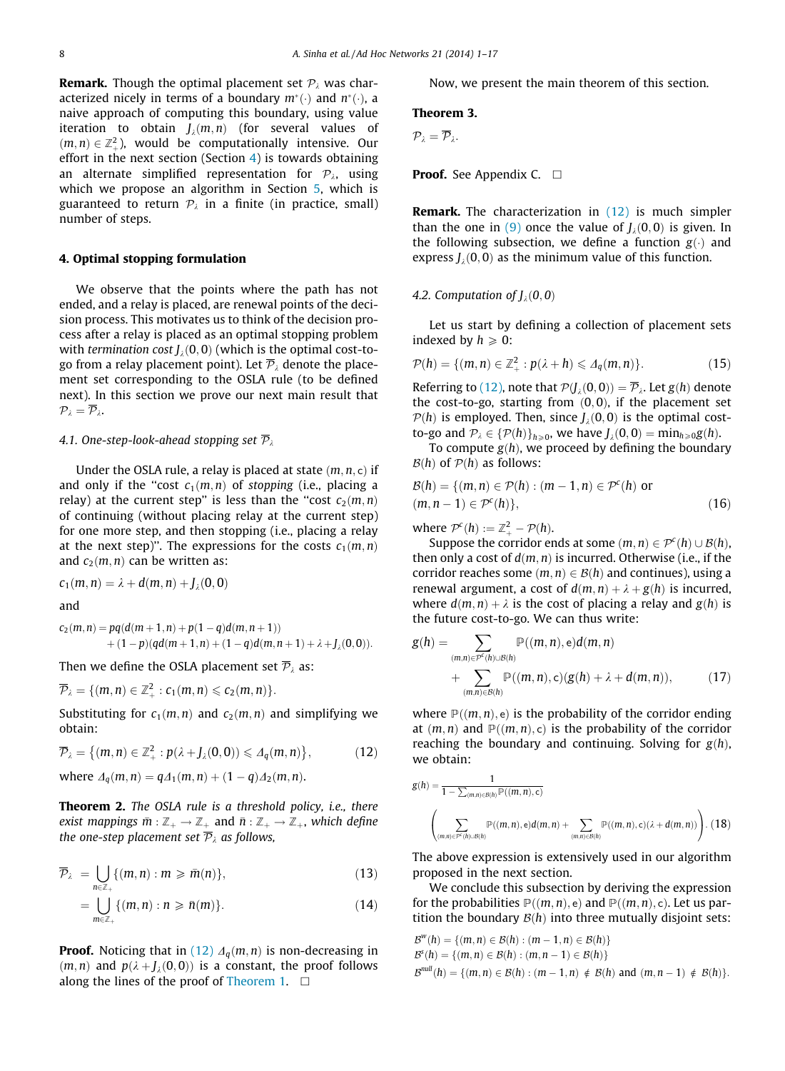**Remark.** Though the optimal placement set $\mathcal{P}_\lambda$ was characterized nicely in terms of a boundary $m^*(\cdot)$ and $n^*(\cdot)$, a naive approach of computing this boundary, using value iteration to obtain $J_\lambda(m,n)$ (for several values of $(m,n) \in \mathbb{Z}_+^2$), would be computationally intensive. Our effort in the next section (Section 4) is towards obtaining an alternate simplified representation for $\mathcal{P}_\lambda$, using which we propose an algorithm in Section 5, which is guaranteed to return $\mathcal{P}_\lambda$ in a finite (in practice, small) number of steps.

## 4. Optimal stopping formulation

We observe that the points where the path has not ended, and a relay is placed, are renewal points of the decision process. This motivates us to think of the decision process after a relay is placed as an optimal stopping problem with *termination cost* $J_\lambda(0,0)$ (which is the optimal cost-to-go from a relay placement point). Let $\overline{\mathcal{P}}_\lambda$ denote the placement set corresponding to the OSLA rule (to be defined next). In this section we prove our next main result that $\mathcal{P}_\lambda = \overline{\mathcal{P}}_\lambda$.

### 4.1. One-step-look-ahead stopping set $\overline{\mathcal{P}}_\lambda$

Under the OSLA rule, a relay is placed at state $(m,n,\mathsf{c})$ if and only if the "cost $c_1(m,n)$ of *stopping* (i.e., placing a relay) at the current step" is less than the "cost $c_2(m,n)$ of continuing (without placing relay at the current step) for one more step, and then stopping (i.e., placing a relay at the next step)". The expressions for the costs $c_1(m,n)$ and $c_2(m,n)$ can be written as:

$$c_1(m,n) = \lambda + d(m,n) + J_\lambda(0,0)$$

and

$$c_2(m,n) = pq(d(m+1,n) + p(1-q)d(m,n+1)) + (1-p)(qd(m+1,n) + (1-q)d(m,n+1)) + \lambda + J_\lambda(0,0)).$$

Then we define the OSLA placement set $\overline{\mathcal{P}}_\lambda$ as:

$$\overline{\mathcal{P}}_\lambda = \{(m,n) \in \mathbb{Z}_+^2 : c_1(m,n) \leqslant c_2(m,n)\}.$$

Substituting for $c_1(m,n)$ and $c_2(m,n)$ and simplifying we obtain:

$$\overline{\mathcal{P}}_\lambda = \left\{(m,n) \in \mathbb{Z}_+^2 : p(\lambda + J_\lambda(0,0)) \leqslant \Delta_q(m,n)\right\}, \tag{12}$$

where $\Delta_q(m,n) = q\Delta_1(m,n) + (1-q)\Delta_2(m,n)$.

**Theorem 2.** *The OSLA rule is a threshold policy, i.e., there exist mappings $\bar{m} : \mathbb{Z}_+ \to \mathbb{Z}_+$ and $\bar{n} : \mathbb{Z}_+ \to \mathbb{Z}_+$, which define the one-step placement set $\overline{\mathcal{P}}_\lambda$ as follows,*

$$\overline{\mathcal{P}}_\lambda = \bigcup_{n \in \mathbb{Z}_+} \{(m,n) : m \geqslant \bar{m}(n)\}, \tag{13}$$

$$= \bigcup_{m \in \mathbb{Z}_+} \{(m,n) : n \geqslant \bar{n}(m)\}. \tag{14}$$

**Proof.** Noticing that in (12) $\Delta_q(m,n)$ is non-decreasing in $(m,n)$ and $p(\lambda + J_\lambda(0,0))$ is a constant, the proof follows along the lines of the proof of Theorem 1. $\square$

Now, we present the main theorem of this section.

**Theorem 3.**

$$\mathcal{P}_\lambda = \overline{\mathcal{P}}_\lambda.$$

**Proof.** See Appendix C. $\square$

**Remark.** The characterization in (12) is much simpler than the one in (9) once the value of $J_\lambda(0,0)$ is given. In the following subsection, we define a function $g(\cdot)$ and express $J_\lambda(0,0)$ as the minimum value of this function.

### 4.2. Computation of $J_\lambda(0,0)$

Let us start by defining a collection of placement sets indexed by $h \geqslant 0$:

$$\mathcal{P}(h) = \{(m,n) \in \mathbb{Z}_+^2 : p(\lambda + h) \leqslant \Delta_q(m,n)\}. \tag{15}$$

Referring to (12), note that $\mathcal{P}(J_\lambda(0,0)) = \overline{\mathcal{P}}_\lambda$. Let $g(h)$ denote the cost-to-go, starting from $(0,0)$, if the placement set $\mathcal{P}(h)$ is employed. Then, since $J_\lambda(0,0)$ is the optimal cost-to-go and $\mathcal{P}_\lambda \in \{\mathcal{P}(h)\}_{h \geqslant 0}$, we have $J_\lambda(0,0) = \min_{h \geqslant 0} g(h)$.

To compute $g(h)$, we proceed by defining the boundary $\mathcal{B}(h)$ of $\mathcal{P}(h)$ as follows:

$$\mathcal{B}(h) = \{(m,n) \in \mathcal{P}(h) : (m-1,n) \in \mathcal{P}^c(h) \text{ or } (m,n-1) \in \mathcal{P}^c(h)\}, \tag{16}$$

where $\mathcal{P}^c(h) := \mathbb{Z}_+^2 - \mathcal{P}(h)$.

Suppose the corridor ends at some $(m,n) \in \mathcal{P}^c(h) \cup \mathcal{B}(h)$, then only a cost of $d(m,n)$ is incurred. Otherwise (i.e., if the corridor reaches some $(m,n) \in \mathcal{B}(h)$ and continues), using a renewal argument, a cost of $d(m,n) + \lambda + g(h)$ is incurred, where $d(m,n) + \lambda$ is the cost of placing a relay and $g(h)$ is the future cost-to-go. We can thus write:

$$g(h) = \sum_{(m,n) \in \mathcal{P}^c(h) \cup \mathcal{B}(h)} \mathbb{P}((m,n),\mathsf{e}) d(m,n) + \sum_{(m,n) \in \mathcal{B}(h)} \mathbb{P}((m,n),\mathsf{c})(g(h) + \lambda + d(m,n)), \tag{17}$$

where $\mathbb{P}((m,n),\mathsf{e})$ is the probability of the corridor ending at $(m,n)$ and $\mathbb{P}((m,n),\mathsf{c})$ is the probability of the corridor reaching the boundary and continuing. Solving for $g(h)$, we obtain:

$$g(h) = \frac{1}{1 - \sum_{(m,n) \in \mathcal{B}(h)} \mathbb{P}((m,n),\mathsf{c})} \left( \sum_{(m,n) \in \mathcal{P}^c(h) \cup \mathcal{B}(h)} \mathbb{P}((m,n),\mathsf{e}) d(m,n) + \sum_{(m,n) \in \mathcal{B}(h)} \mathbb{P}((m,n),\mathsf{c})(\lambda + d(m,n)) \right). \tag{18}$$

The above expression is extensively used in our algorithm proposed in the next section.

We conclude this subsection by deriving the expression for the probabilities $\mathbb{P}((m,n),\mathsf{e})$ and $\mathbb{P}((m,n),\mathsf{c})$. Let us partition the boundary $\mathcal{B}(h)$ into three mutually disjoint sets:

$$\mathcal{B}^w(h) = \{(m,n) \in \mathcal{B}(h) : (m-1,n) \in \mathcal{B}(h)\}$$

$$\mathcal{B}^s(h) = \{(m,n) \in \mathcal{B}(h) : (m,n-1) \in \mathcal{B}(h)\}$$

$$\mathcal{B}^{null}(h) = \{(m,n) \in \mathcal{B}(h) : (m-1,n) \notin \mathcal{B}(h) \text{ and } (m,n-1) \notin \mathcal{B}(h)\}.$$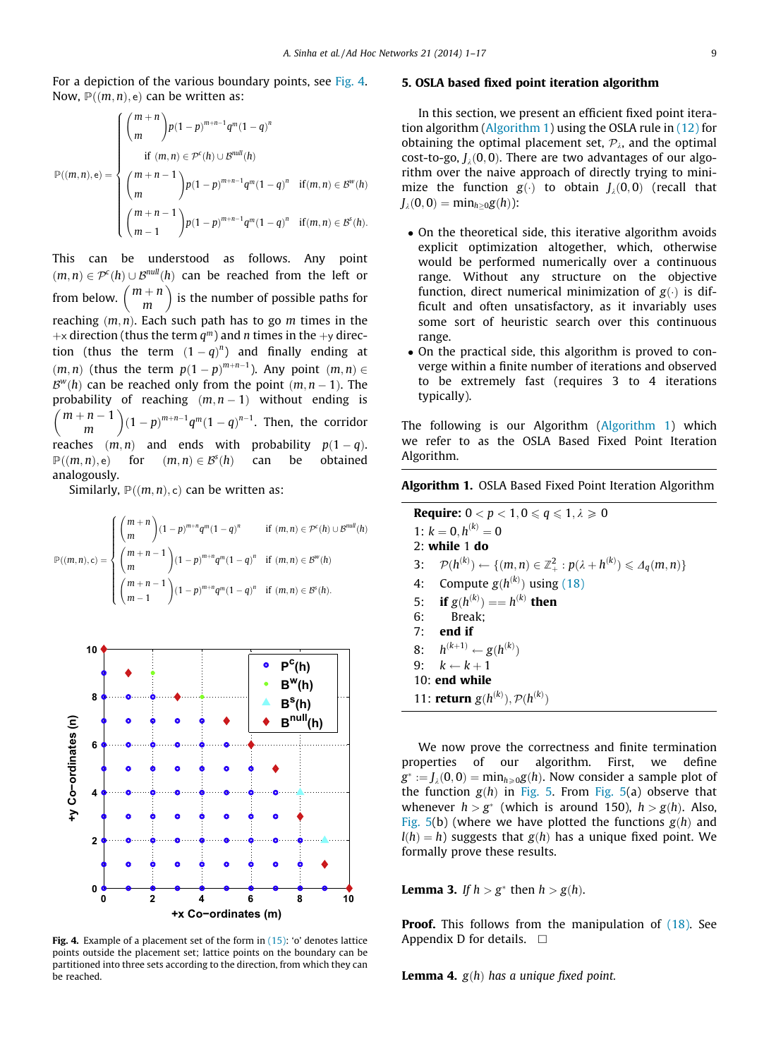For a depiction of the various boundary points, see Fig. 4. Now, $\mathbb{P}((m,n),\mathsf{e})$ can be written as:

$$
\mathbb{P}((m,n),\mathsf{e}) = \begin{cases} \binom{m+n}{m} p(1-p)^{m+n-1} q^m (1-q)^n & \text{if } (m,n) \in \mathcal{P}^c(h) \cup \mathcal{B}^{null}(h) \\ \binom{m+n-1}{m} p(1-p)^{m+n-1} q^m (1-q)^n & \text{if } (m,n) \in \mathcal{B}^w(h) \\ \binom{m+n-1}{m-1} p(1-p)^{m+n-1} q^m (1-q)^n & \text{if } (m,n) \in \mathcal{B}^s(h). \end{cases}
$$

This can be understood as follows. Any point $(m,n) \in \mathcal{P}^c(h) \cup \mathcal{B}^{null}(h)$ can be reached from the left or from below. $\binom{m+n}{m}$ is the number of possible paths for reaching $(m,n)$. Each such path has to go $m$ times in the $+$x direction (thus the term $q^m$) and $n$ times in the $+$y direction (thus the term $(1-q)^n$) and finally ending at $(m,n)$ (thus the term $p(1-p)^{m+n-1}$). Any point $(m,n) \in \mathcal{B}^w(h)$ can be reached only from the point $(m,n-1)$. The probability of reaching $(m,n-1)$ without ending is $\binom{m+n-1}{m}(1-p)^{m+n-1} q^m (1-q)^{n-1}$. Then, the corridor reaches $(m,n)$ and ends with probability $p(1-q)$. $\mathbb{P}((m,n),\mathsf{e})$ for $(m,n) \in \mathcal{B}^s(h)$ can be obtained analogously.

Similarly, $\mathbb{P}((m,n),\mathsf{c})$ can be written as:

$$
\mathbb{P}((m,n),\mathsf{c}) = \begin{cases} \binom{m+n}{m} (1-p)^{m+n} q^m (1-q)^n & \text{if } (m,n) \in \mathcal{P}^c(h) \cup \mathcal{B}^{null}(h) \\ \binom{m+n-1}{m} (1-p)^{m+n} q^m (1-q)^n & \text{if } (m,n) \in \mathcal{B}^w(h) \\ \binom{m+n-1}{m-1} (1-p)^{m+n} q^m (1-q)^n & \text{if } (m,n) \in \mathcal{B}^s(h). \end{cases}
$$

Fig. 4. Example of a placement set of the form in (15): 'o' denotes lattice points outside the placement set; lattice points on the boundary can be partitioned into three sets according to the direction, from which they can be reached.

## 5. OSLA based fixed point iteration algorithm

In this section, we present an efficient fixed point iteration algorithm (Algorithm 1) using the OSLA rule in (12) for obtaining the optimal placement set, $\mathcal{P}_\lambda$, and the optimal cost-to-go, $J_\lambda(0,0)$. There are two advantages of our algorithm over the naive approach of directly trying to minimize the function $g(\cdot)$ to obtain $J_\lambda(0,0)$ (recall that $J_\lambda(0,0) = \min_{h \geq 0} g(h)$):

- On the theoretical side, this iterative algorithm avoids explicit optimization altogether, which, otherwise would be performed numerically over a continuous range. Without any structure on the objective function, direct numerical minimization of $g(\cdot)$ is difficult and often unsatisfactory, as it invariably uses some sort of heuristic search over this continuous range.
- On the practical side, this algorithm is proved to converge within a finite number of iterations and observed to be extremely fast (requires 3 to 4 iterations typically).

The following is our Algorithm (Algorithm 1) which we refer to as the OSLA Based Fixed Point Iteration Algorithm.

**Algorithm 1.** OSLA Based Fixed Point Iteration Algorithm

```
Require: 0 < p < 1, 0 ⩽ q ⩽ 1, λ ⩾ 0
1: k = 0, h^(k) = 0
2: while 1 do
3:    P(h^(k)) ← {(m,n) ∈ Z_+^2 : p(λ + h^(k)) ⩽ Δ_q(m,n)}
4:    Compute g(h^(k)) using (18)
5:    if g(h^(k)) == h^(k) then
6:       Break;
7:    end if
8:    h^(k+1) ← g(h^(k))
9:    k ← k + 1
10: end while
11: return g(h^(k)), P(h^(k))
```

We now prove the correctness and finite termination properties of our algorithm. First, we define $g^* := J_\lambda(0,0) = \min_{h \geqslant 0} g(h)$. Now consider a sample plot of the function $g(h)$ in Fig. 5. From Fig. 5(a) observe that whenever $h > g^*$ (which is around 150), $h > g(h)$. Also, Fig. 5(b) (where we have plotted the functions $g(h)$ and $l(h) = h$) suggests that $g(h)$ has a unique fixed point. We formally prove these results.

**Lemma 3.** *If $h > g^*$ then $h > g(h)$.*

**Proof.** This follows from the manipulation of (18). See Appendix D for details. $\square$

**Lemma 4.** *$g(h)$ has a unique fixed point.*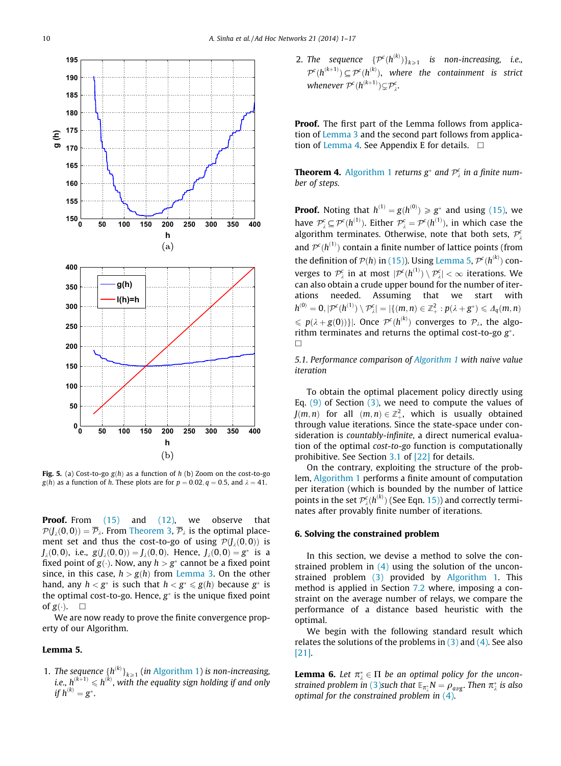Fig. 5. (a) Cost-to-go $g(h)$ as a function of $h$ (b) Zoom on the cost-to-go $g(h)$ as a function of $h$. These plots are for $p = 0.02, q = 0.5$, and $\lambda = 41$.

**Proof.** From (15) and (12), we observe that $\mathcal{P}(J_\lambda(0,0)) = \overline{\mathcal{P}}_\lambda$. From Theorem 3, $\overline{\mathcal{P}}_\lambda$ is the optimal placement set and thus the cost-to-go of using $\mathcal{P}(J_\lambda(0,0))$ is $J_\lambda(0,0)$, i.e., $g(J_\lambda(0,0)) = J_\lambda(0,0)$. Hence, $J_\lambda(0,0) = g^*$ is a fixed point of $g(\cdot)$. Now, any $h > g^*$ cannot be a fixed point since, in this case, $h > g(h)$ from Lemma 3. On the other hand, any $h < g^*$ is such that $h < g^* \leqslant g(h)$ because $g^*$ is the optimal cost-to-go. Hence, $g^*$ is the unique fixed point of $g(\cdot)$. □

We are now ready to prove the finite convergence property of our Algorithm.

**Lemma 5.**

1. *The sequence* $\{h^{(k)}\}_{k\geqslant 1}$ *(in Algorithm 1) is non-increasing, i.e.,* $h^{(k+1)} \leqslant h^{(k)}$*, with the equality sign holding if and only if* $h^{(k)} = g^*$.
2. *The sequence* $\{\mathcal{P}^c(h^{(k)})\}_{k\geqslant 1}$ *is non-increasing, i.e.,* $\mathcal{P}^c(h^{(k+1)}) \subseteq \mathcal{P}^c(h^{(k)})$*, where the containment is strict whenever* $\mathcal{P}^c(h^{(k+1)}) \subsetneq \mathcal{P}^c_\lambda$.

**Proof.** The first part of the Lemma follows from application of Lemma 3 and the second part follows from application of Lemma 4. See Appendix E for details. □

**Theorem 4.** *Algorithm 1 returns* $g^*$ *and* $\mathcal{P}^c_\lambda$ *in a finite number of steps.*

**Proof.** Noting that $h^{(1)} = g(h^{(0)}) \geqslant g^*$ and using (15), we have $\mathcal{P}^c_\lambda \subseteq \mathcal{P}^c(h^{(1)})$. Either $\mathcal{P}^c_\lambda = \mathcal{P}^c(h^{(1)})$, in which case the algorithm terminates. Otherwise, note that both sets, $\mathcal{P}^c_\lambda$ and $\mathcal{P}^c(h^{(1)})$ contain a finite number of lattice points (from the definition of $\mathcal{P}(h)$ in (15)). Using Lemma 5, $\mathcal{P}^c(h^{(k)})$ converges to $\mathcal{P}^c_\lambda$ in at most $|\mathcal{P}^c(h^{(1)}) \setminus \mathcal{P}^c_\lambda| < \infty$ iterations. We can also obtain a crude upper bound for the number of iterations needed. Assuming that we start with $h^{(0)} = 0, |\mathcal{P}^c(h^{(1)}) \setminus \mathcal{P}^c_\lambda| = |\{(m,n) \in \mathbb{Z}^2_+ : p(\lambda + g^*) \leqslant \Delta_q(m,n) \leqslant p(\lambda + g(0))\}|$. Once $\mathcal{P}^c(h^{(k)})$ converges to $\mathcal{P}_\lambda$, the algorithm terminates and returns the optimal cost-to-go $g^*$. □

### *5.1. Performance comparison of Algorithm 1 with naive value iteration*

To obtain the optimal placement policy directly using Eq. (9) of Section (3), we need to compute the values of $J(m,n)$ for all $(m,n) \in \mathbb{Z}^2_+$, which is usually obtained through value iterations. Since the state-space under consideration is *countably-infinite*, a direct numerical evaluation of the optimal *cost-to-go* function is computationally prohibitive. See Section 3.1 of [22] for details.

On the contrary, exploiting the structure of the problem, Algorithm 1 performs a finite amount of computation per iteration (which is bounded by the number of lattice points in the set $\mathcal{P}^c_\lambda(h^{(k)})$ (See Eqn. 15)) and correctly terminates after provably finite number of iterations.

## 6. Solving the constrained problem

In this section, we devise a method to solve the constrained problem in (4) using the solution of the unconstrained problem (3) provided by Algorithm 1. This method is applied in Section 7.2 where, imposing a constraint on the average number of relays, we compare the performance of a distance based heuristic with the optimal.

We begin with the following standard result which relates the solutions of the problems in (3) and (4). See also [21].

**Lemma 6.** *Let* $\pi^*_\lambda \in \Pi$ *be an optimal policy for the unconstrained problem in (3)such that* $\mathbb{E}_{\pi^*_\lambda} N = \rho_{avg}$. *Then* $\pi^*_\lambda$ *is also optimal for the constrained problem in (4).*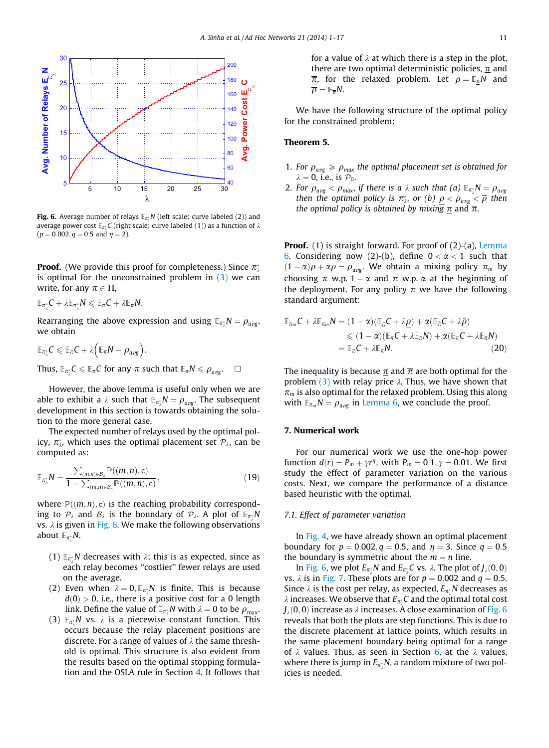Fig. 6. Average number of relays $\mathbb{E}_{\pi_\lambda^*}N$ (left scale; curve labeled (2)) and average power cost $\mathbb{E}_{\pi_\lambda^*}C$ (right scale; curve labeled (1)) as a function of $\lambda$ ($p = 0.002, q = 0.5$ and $\eta = 2$).

**Proof.** (We provide this proof for completeness.) Since $\pi_\lambda^*$ is optimal for the unconstrained problem in (3) we can write, for any $\pi \in \Pi$,

$$\mathbb{E}_{\pi_\lambda^*}C + \lambda \mathbb{E}_{\pi_\lambda^*}N \leqslant \mathbb{E}_{\pi}C + \lambda \mathbb{E}_{\pi}N.$$

Rearranging the above expression and using $\mathbb{E}_{\pi_\lambda^*}N = \rho_{avg}$, we obtain

$$\mathbb{E}_{\pi_\lambda^*}C \leqslant \mathbb{E}_{\pi}C + \lambda\left(\mathbb{E}_{\pi}N - \rho_{avg}\right).$$

Thus, $\mathbb{E}_{\pi_\lambda^*}C \leqslant \mathbb{E}_{\pi}C$ for any $\pi$ such that $\mathbb{E}_{\pi}N \leqslant \rho_{avg}$. □

However, the above lemma is useful only when we are able to exhibit a $\lambda$ such that $\mathbb{E}_{\pi_\lambda^*}N = \rho_{avg}$. The subsequent development in this section is towards obtaining the solution to the more general case.

The expected number of relays used by the optimal policy, $\pi_\lambda^*$, which uses the optimal placement set $\mathcal{P}_\lambda$, can be computed as:

$$\mathbb{E}_{\pi_\lambda^*}N = \frac{\sum_{(m,n)\in\mathcal{B}_\lambda}\mathbb{P}((m,n),c)}{1 - \sum_{(m,n)\in\mathcal{B}_\lambda}\mathbb{P}((m,n),c)}, \tag{19}$$

where $\mathbb{P}((m,n),c)$ is the reaching probability corresponding to $\mathcal{P}_\lambda$ and $\mathcal{B}_\lambda$ is the boundary of $\mathcal{P}_\lambda$. A plot of $\mathbb{E}_{\pi_\lambda^*}N$ vs. $\lambda$ is given in Fig. 6. We make the following observations about $\mathbb{E}_{\pi_\lambda^*}N$.

(1) $\mathbb{E}_{\pi_\lambda^*}N$ decreases with $\lambda$; this is as expected, since as each relay becomes "costlier" fewer relays are used on the average.

(2) Even when $\lambda = 0, \mathbb{E}_{\pi_\lambda^*}N$ is finite. This is because $d(0) > 0$, i.e., there is a positive cost for a 0 length link. Define the value of $\mathbb{E}_{\pi_\lambda^*}N$ with $\lambda = 0$ to be $\rho_{\max}$.

(3) $\mathbb{E}_{\pi_\lambda^*}N$ vs. $\lambda$ is a piecewise constant function. This occurs because the relay placement positions are discrete. For a range of values of $\lambda$ the same threshold is optimal. This structure is also evident from the results based on the optimal stopping formulation and the OSLA rule in Section 4. It follows that for a value of $\lambda$ at which there is a step in the plot, there are two optimal deterministic policies, $\underline{\pi}$ and $\overline{\pi}$, for the relaxed problem. Let $\underline{\rho} = \mathbb{E}_{\underline{\pi}}N$ and $\overline{\rho} = \mathbb{E}_{\overline{\pi}}N$.

We have the following structure of the optimal policy for the constrained problem:

**Theorem 5.**

1. *For $\rho_{avg} \geqslant \rho_{max}$ the optimal placement set is obtained for $\lambda = 0$, i.e., is $\mathcal{P}_0$.*
2. *For $\rho_{avg} < \rho_{max}$, if there is a $\lambda$ such that (a) $\mathbb{E}_{\pi_\lambda^*}N = \rho_{avg}$ then the optimal policy is $\pi_\lambda^*$, or (b) $\underline{\rho} < \rho_{avg} < \overline{\rho}$ then the optimal policy is obtained by mixing $\underline{\pi}$ and $\overline{\pi}$.*

**Proof.** (1) is straight forward. For proof of (2)-(a), Lemma 6. Considering now (2)-(b), define $0 < \alpha < 1$ such that $(1-\alpha)\underline{\rho} + \alpha\overline{\rho} = \rho_{avg}$. We obtain a mixing policy $\pi_m$ by choosing $\underline{\pi}$ w.p. $1-\alpha$ and $\overline{\pi}$ w.p. $\alpha$ at the beginning of the deployment. For any policy $\pi$ we have the following standard argument:

$$\begin{aligned}
\mathbb{E}_{\pi_m}C + \lambda\mathbb{E}_{\pi_m}N &= (1-\alpha)(\mathbb{E}_{\underline{\pi}}C + \lambda\underline{\rho}) + \alpha(\mathbb{E}_{\overline{\pi}}C + \lambda\overline{\rho}) \\
&\leqslant (1-\alpha)(\mathbb{E}_{\pi}C + \lambda\mathbb{E}_{\pi}N) + \alpha(\mathbb{E}_{\pi}C + \lambda\mathbb{E}_{\pi}N) \\
&= \mathbb{E}_{\pi}C + \lambda\mathbb{E}_{\pi}N.
\end{aligned} \tag{20}$$

The inequality is because $\underline{\pi}$ and $\overline{\pi}$ are both optimal for the problem (3) with relay price $\lambda$. Thus, we have shown that $\pi_m$ is also optimal for the relaxed problem. Using this along with $\mathbb{E}_{\pi_m}N = \rho_{avg}$ in Lemma 6, we conclude the proof.

## 7. Numerical work

For our numerical work we use the one-hop power function $d(r) = P_m + \gamma r^\eta$, with $P_m = 0.1, \gamma = 0.01$. We first study the effect of parameter variation on the various costs. Next, we compare the performance of a distance based heuristic with the optimal.

### 7.1. Effect of parameter variation

In Fig. 4, we have already shown an optimal placement boundary for $p = 0.002, q = 0.5$, and $\eta = 3$. Since $q = 0.5$ the boundary is symmetric about the $m = n$ line.

In Fig. 6, we plot $E_{\pi_\lambda^*}N$ and $E_{\pi_\lambda^*}C$ vs. $\lambda$. The plot of $J_\lambda(0,0)$ vs. $\lambda$ is in Fig. 7. These plots are for $p = 0.002$ and $q = 0.5$. Since $\lambda$ is the cost per relay, as expected, $E_{\pi_\lambda^*}N$ decreases as $\lambda$ increases. We observe that $E_{\pi_\lambda^*}C$ and the optimal total cost $J_\lambda(0,0)$ increase as $\lambda$ increases. A close examination of Fig. 6 reveals that both the plots are step functions. This is due to the discrete placement at lattice points, which results in the same placement boundary being optimal for a range of $\lambda$ values. Thus, as seen in Section 6, at the $\lambda$ values, where there is jump in $E_{\pi_\lambda^*}N$, a random mixture of two policies is needed.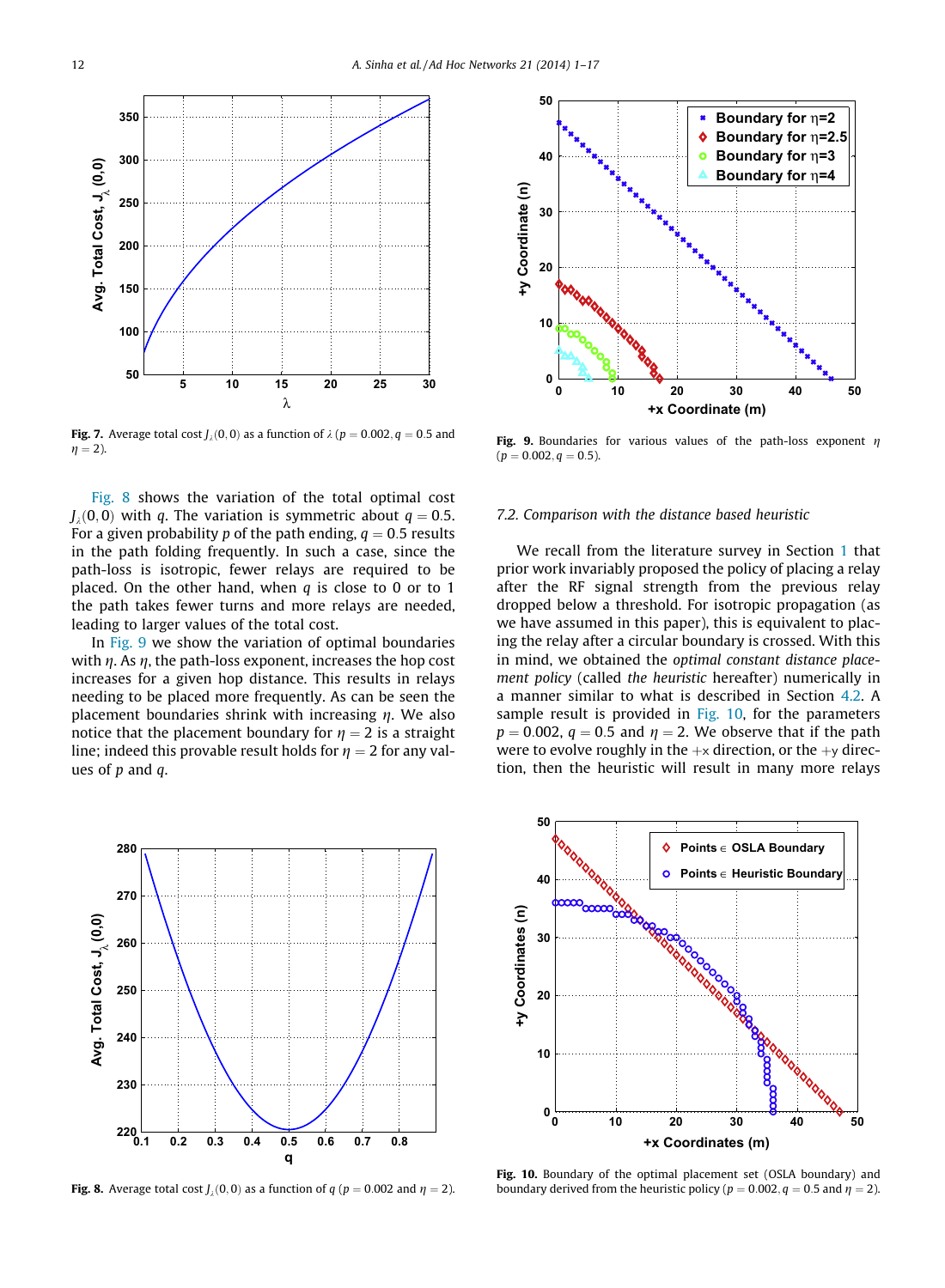Fig. 7. Average total cost $J_\lambda(0,0)$ as a function of $\lambda$ ($p = 0.002, q = 0.5$ and $\eta = 2$).

Fig. 9. Boundaries for various values of the path-loss exponent $\eta$ ($p = 0.002, q = 0.5$).

Fig. 8 shows the variation of the total optimal cost $J_\lambda(0,0)$ with $q$. The variation is symmetric about $q = 0.5$. For a given probability $p$ of the path ending, $q = 0.5$ results in the path folding frequently. In such a case, since the path-loss is isotropic, fewer relays are required to be placed. On the other hand, when $q$ is close to 0 or to 1 the path takes fewer turns and more relays are needed, leading to larger values of the total cost.

In Fig. 9 we show the variation of optimal boundaries with $\eta$. As $\eta$, the path-loss exponent, increases the hop cost increases for a given hop distance. This results in relays needing to be placed more frequently. As can be seen the placement boundaries shrink with increasing $\eta$. We also notice that the placement boundary for $\eta = 2$ is a straight line; indeed this provable result holds for $\eta = 2$ for any values of $p$ and $q$.

### 7.2. Comparison with the distance based heuristic

We recall from the literature survey in Section 1 that prior work invariably proposed the policy of placing a relay after the RF signal strength from the previous relay dropped below a threshold. For isotropic propagation (as we have assumed in this paper), this is equivalent to placing the relay after a circular boundary is crossed. With this in mind, we obtained the *optimal constant distance placement policy* (called *the heuristic* hereafter) numerically in a manner similar to what is described in Section 4.2. A sample result is provided in Fig. 10, for the parameters $p = 0.002$, $q = 0.5$ and $\eta = 2$. We observe that if the path were to evolve roughly in the $+x$ direction, or the $+y$ direction, then the heuristic will result in many more relays

Fig. 8. Average total cost $J_\lambda(0,0)$ as a function of $q$ ($p = 0.002$ and $\eta = 2$).

Fig. 10. Boundary of the optimal placement set (OSLA boundary) and boundary derived from the heuristic policy ($p = 0.002, q = 0.5$ and $\eta = 2$).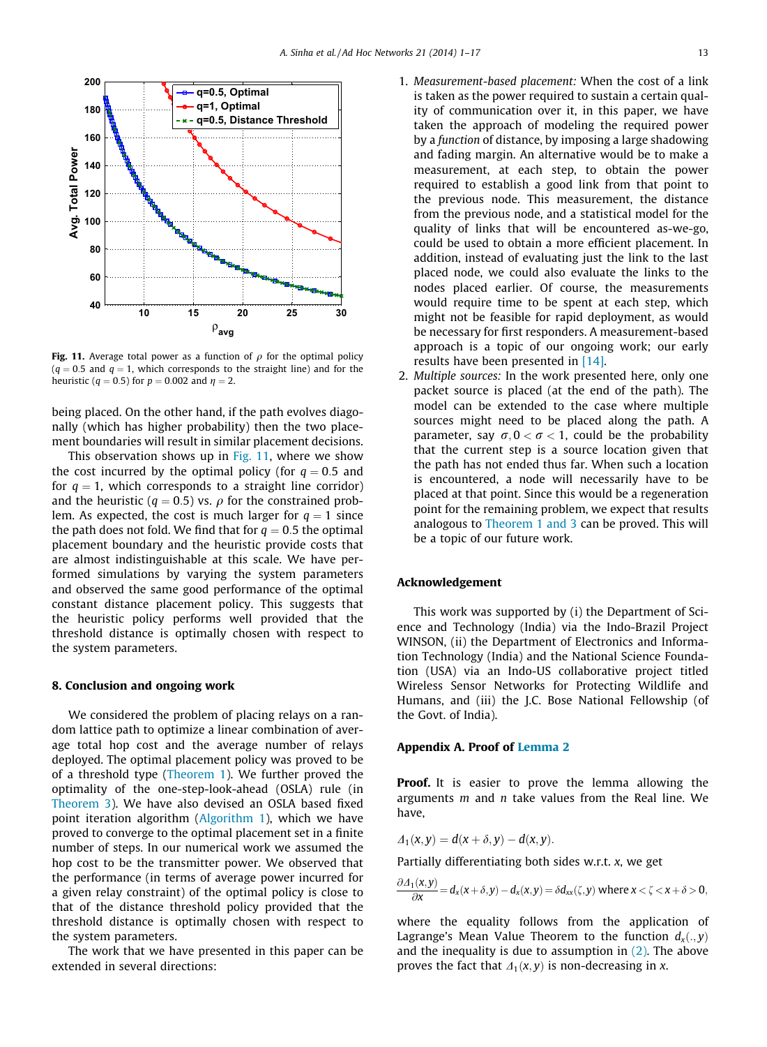200

180

160

140

120

100

80

60

40

Avg. Total Power

10 15 20 25 30

$\rho_{avg}$

q=0.5, Optimal

q=1, Optimal

q=0.5, Distance Threshold

**Fig. 11.** Average total power as a function of $\rho$ for the optimal policy ($q = 0.5$ and $q = 1$, which corresponds to the straight line) and for the heuristic ($q = 0.5$) for $p = 0.002$ and $\eta = 2$.

being placed. On the other hand, if the path evolves diagonally (which has higher probability) then the two placement boundaries will result in similar placement decisions.

This observation shows up in Fig. 11, where we show the cost incurred by the optimal policy (for $q = 0.5$ and for $q = 1$, which corresponds to a straight line corridor) and the heuristic ($q = 0.5$) vs. $\rho$ for the constrained problem. As expected, the cost is much larger for $q = 1$ since the path does not fold. We find that for $q = 0.5$ the optimal placement boundary and the heuristic provide costs that are almost indistinguishable at this scale. We have performed simulations by varying the system parameters and observed the same good performance of the optimal constant distance placement policy. This suggests that the heuristic policy performs well provided that the threshold distance is optimally chosen with respect to the system parameters.

## 8. Conclusion and ongoing work

We considered the problem of placing relays on a random lattice path to optimize a linear combination of average total hop cost and the average number of relays deployed. The optimal placement policy was proved to be of a threshold type (Theorem 1). We further proved the optimality of the one-step-look-ahead (OSLA) rule (in Theorem 3). We have also devised an OSLA based fixed point iteration algorithm (Algorithm 1), which we have proved to converge to the optimal placement set in a finite number of steps. In our numerical work we assumed the hop cost to be the transmitter power. We observed that the performance (in terms of average power incurred for a given relay constraint) of the optimal policy is close to that of the distance threshold policy provided that the threshold distance is optimally chosen with respect to the system parameters.

The work that we have presented in this paper can be extended in several directions:

1. *Measurement-based placement:* When the cost of a link is taken as the power required to sustain a certain quality of communication over it, in this paper, we have taken the approach of modeling the required power by a *function* of distance, by imposing a large shadowing and fading margin. An alternative would be to make a measurement, at each step, to obtain the power required to establish a good link from that point to the previous node. This measurement, the distance from the previous node, and a statistical model for the quality of links that will be encountered as-we-go, could be used to obtain a more efficient placement. In addition, instead of evaluating just the link to the last placed node, we could also evaluate the links to the nodes placed earlier. Of course, the measurements would require time to be spent at each step, which might not be feasible for rapid deployment, as would be necessary for first responders. A measurement-based approach is a topic of our ongoing work; our early results have been presented in [14].
2. *Multiple sources:* In the work presented here, only one packet source is placed (at the end of the path). The model can be extended to the case where multiple sources might need to be placed along the path. A parameter, say $\sigma, 0 < \sigma < 1$, could be the probability that the current step is a source location given that the path has not ended thus far. When such a location is encountered, a node will necessarily have to be placed at that point. Since this would be a regeneration point for the remaining problem, we expect that results analogous to Theorem 1 and 3 can be proved. This will be a topic of our future work.

## Acknowledgement

This work was supported by (i) the Department of Science and Technology (India) via the Indo-Brazil Project WINSON, (ii) the Department of Electronics and Information Technology (India) and the National Science Foundation (USA) via an Indo-US collaborative project titled Wireless Sensor Networks for Protecting Wildlife and Humans, and (iii) the J.C. Bose National Fellowship (of the Govt. of India).

## Appendix A. Proof of Lemma 2

**Proof.** It is easier to prove the lemma allowing the arguments $m$ and $n$ take values from the Real line. We have,

$$\Delta_1(x, y) = d(x + \delta, y) - d(x, y).$$

Partially differentiating both sides w.r.t. $x$, we get

$$\frac{\partial \Delta_1(x, y)}{\partial x} = d_x(x + \delta, y) - d_x(x, y) = \delta d_{xx}(\zeta, y) \text{ where } x < \zeta < x + \delta > 0,$$

where the equality follows from the application of Lagrange's Mean Value Theorem to the function $d_x(., y)$ and the inequality is due to assumption in (2). The above proves the fact that $\Delta_1(x, y)$ is non-decreasing in $x$.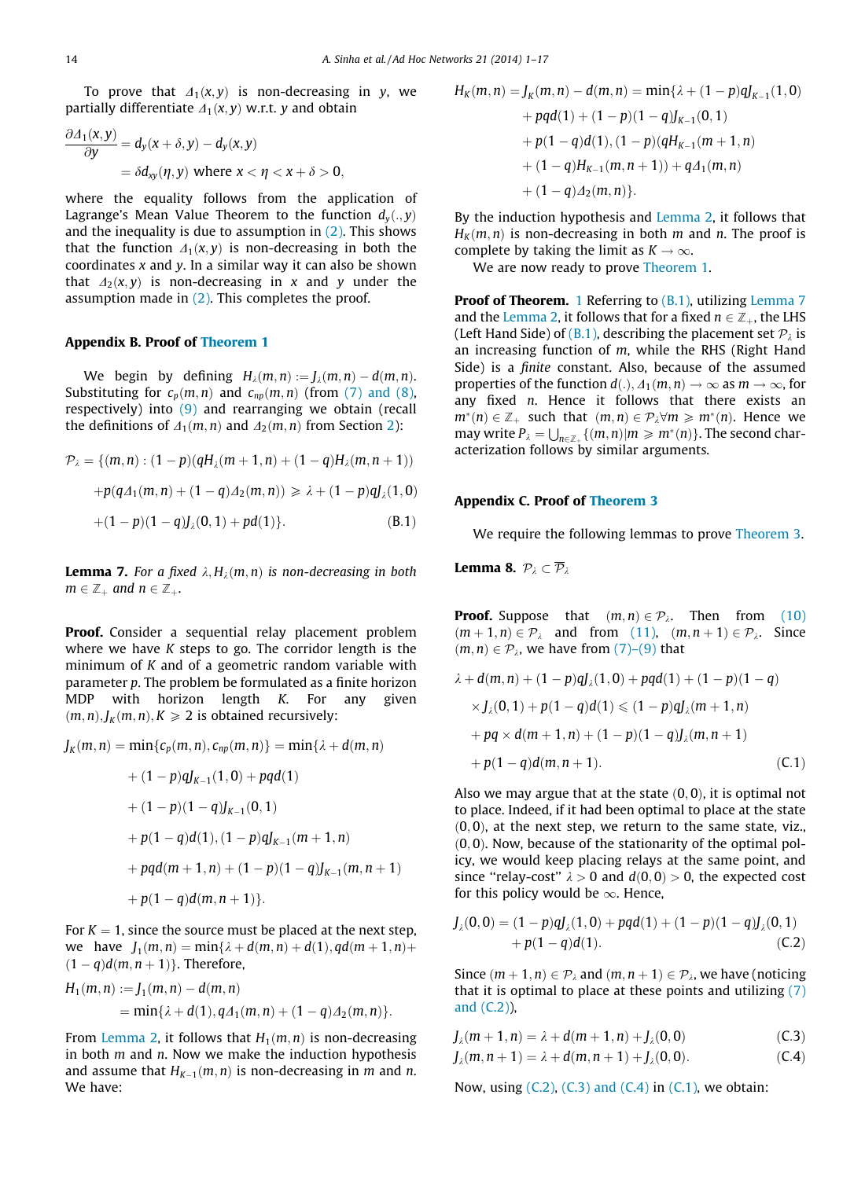To prove that $\Delta_1(x,y)$ is non-decreasing in $y$, we partially differentiate $\Delta_1(x,y)$ w.r.t. $y$ and obtain

$$
\begin{aligned}
\frac{\partial \Delta_1(x,y)}{\partial y} &= d_y(x+\delta,y) - d_y(x,y) \\
&= \delta d_{xy}(\eta, y) \text{ where } x < \eta < x+\delta > 0,
\end{aligned}
$$

where the equality follows from the application of Lagrange's Mean Value Theorem to the function $d_y(.,y)$ and the inequality is due to assumption in (2). This shows that the function $\Delta_1(x,y)$ is non-decreasing in both the coordinates $x$ and $y$. In a similar way it can also be shown that $\Delta_2(x,y)$ is non-decreasing in $x$ and $y$ under the assumption made in (2). This completes the proof.

## Appendix B. Proof of Theorem 1

We begin by defining $H_\lambda(m,n) := J_\lambda(m,n) - d(m,n)$. Substituting for $c_p(m,n)$ and $c_{np}(m,n)$ (from (7) and (8), respectively) into (9) and rearranging we obtain (recall the definitions of $\Delta_1(m,n)$ and $\Delta_2(m,n)$ from Section 2):

$$
\begin{aligned}
\mathcal{P}_\lambda = \{(m,n) : &(1-p)(qH_\lambda(m+1,n) + (1-q)H_\lambda(m,n+1)) \\
&+p(q\Delta_1(m,n) + (1-q)\Delta_2(m,n)) \geqslant \lambda + (1-p)qJ_\lambda(1,0) \\
&+(1-p)(1-q)J_\lambda(0,1) + pd(1)\}. \qquad \text{(B.1)}
\end{aligned}
$$

**Lemma 7.** *For a fixed $\lambda$, $H_\lambda(m,n)$ is non-decreasing in both $m \in \mathbb{Z}_+$ and $n \in \mathbb{Z}_+$.*

**Proof.** Consider a sequential relay placement problem where we have $K$ steps to go. The corridor length is the minimum of $K$ and of a geometric random variable with parameter $p$. The problem be formulated as a finite horizon MDP with horizon length $K$. For any given $(m,n), J_K(m,n), K \geqslant 2$ is obtained recursively:

$$
\begin{aligned}
J_K(m,n) = \min\{c_p(m,n), c_{np}(m,n)\} = \min\{&\lambda + d(m,n) \\
&+ (1-p)qJ_{K-1}(1,0) + pqd(1) \\
&+ (1-p)(1-q)J_{K-1}(0,1) \\
&+ p(1-q)d(1), (1-p)qJ_{K-1}(m+1,n) \\
&+ pqd(m+1,n) + (1-p)(1-q)J_{K-1}(m,n+1) \\
&+ p(1-q)d(m,n+1)\}.
\end{aligned}
$$

For $K=1$, since the source must be placed at the next step, we have $J_1(m,n) = \min\{\lambda + d(m,n) + d(1), qd(m+1,n) + (1-q)d(m,n+1)\}$. Therefore,

$$
\begin{aligned}
H_1(m,n) &:= J_1(m,n) - d(m,n) \\
&= \min\{\lambda + d(1), q\Delta_1(m,n) + (1-q)\Delta_2(m,n)\}.
\end{aligned}
$$

From Lemma 2, it follows that $H_1(m,n)$ is non-decreasing in both $m$ and $n$. Now we make the induction hypothesis and assume that $H_{K-1}(m,n)$ is non-decreasing in $m$ and $n$. We have:

$$
\begin{aligned}
H_K(m,n) = J_K(m,n) - d(m,n) = \min\{&\lambda + (1-p)qJ_{K-1}(1,0) \\
&+ pqd(1) + (1-p)(1-q)J_{K-1}(0,1) \\
&+ p(1-q)d(1), (1-p)(qH_{K-1}(m+1,n) \\
&+ (1-q)H_{K-1}(m,n+1)) + q\Delta_1(m,n) \\
&+ (1-q)\Delta_2(m,n)\}.
\end{aligned}
$$

By the induction hypothesis and Lemma 2, it follows that $H_K(m,n)$ is non-decreasing in both $m$ and $n$. The proof is complete by taking the limit as $K \to \infty$.

We are now ready to prove Theorem 1.

**Proof of Theorem.** 1 Referring to (B.1), utilizing Lemma 7 and the Lemma 2, it follows that for a fixed $n \in \mathbb{Z}_+$, the LHS (Left Hand Side) of (B.1), describing the placement set $\mathcal{P}_\lambda$ is an increasing function of $m$, while the RHS (Right Hand Side) is a *finite* constant. Also, because of the assumed properties of the function $d(.)$, $\Delta_1(m,n) \to \infty$ as $m \to \infty$, for any fixed $n$. Hence it follows that there exists an $m^*(n) \in \mathbb{Z}_+$ such that $(m,n) \in \mathcal{P}_\lambda \forall m \geqslant m^*(n)$. Hence we may write $P_\lambda = \bigcup_{n \in \mathbb{Z}_+}\{(m,n)|m \geqslant m^*(n)\}$. The second characterization follows by similar arguments.

## Appendix C. Proof of Theorem 3

We require the following lemmas to prove Theorem 3.

**Lemma 8.** $\mathcal{P}_\lambda \subset \overline{\mathcal{P}}_\lambda$

**Proof.** Suppose that $(m,n) \in \mathcal{P}_\lambda$. Then from (10) $(m+1,n) \in \mathcal{P}_\lambda$ and from (11), $(m,n+1) \in \mathcal{P}_\lambda$. Since $(m,n) \in \mathcal{P}_\lambda$, we have from (7)–(9) that

$$
\begin{aligned}
\lambda + d(m,n) + (1-p)qJ_\lambda(1,0) + pqd(1) + (1-p)(1-q) \\
\times J_\lambda(0,1) + p(1-q)d(1) \leqslant (1-p)qJ_\lambda(m+1,n) \\
+ pq \times d(m+1,n) + (1-p)(1-q)J_\lambda(m,n+1) \\
+ p(1-q)d(m,n+1). \qquad \text{(C.1)}
\end{aligned}
$$

Also we may argue that at the state $(0,0)$, it is optimal not to place. Indeed, if it had been optimal to place at the state $(0,0)$, at the next step, we return to the same state, viz., $(0,0)$. Now, because of the stationarity of the optimal policy, we would keep placing relays at the same point, and since "relay-cost" $\lambda > 0$ and $d(0,0) > 0$, the expected cost for this policy would be $\infty$. Hence,

$$
\begin{aligned}
J_\lambda(0,0) = (1-p)qJ_\lambda(1,0) + pqd(1) + (1-p)(1-q)J_\lambda(0,1) \\
+ p(1-q)d(1). \qquad \text{(C.2)}
\end{aligned}
$$

Since $(m+1,n) \in \mathcal{P}_\lambda$ and $(m,n+1) \in \mathcal{P}_\lambda$, we have (noticing that it is optimal to place at these points and utilizing (7) and (C.2)),

$$
J_\lambda(m+1,n) = \lambda + d(m+1,n) + J_\lambda(0,0) \qquad \text{(C.3)}
$$

$$
J_\lambda(m,n+1) = \lambda + d(m,n+1) + J_\lambda(0,0). \qquad \text{(C.4)}
$$

Now, using (C.2), (C.3) and (C.4) in (C.1), we obtain: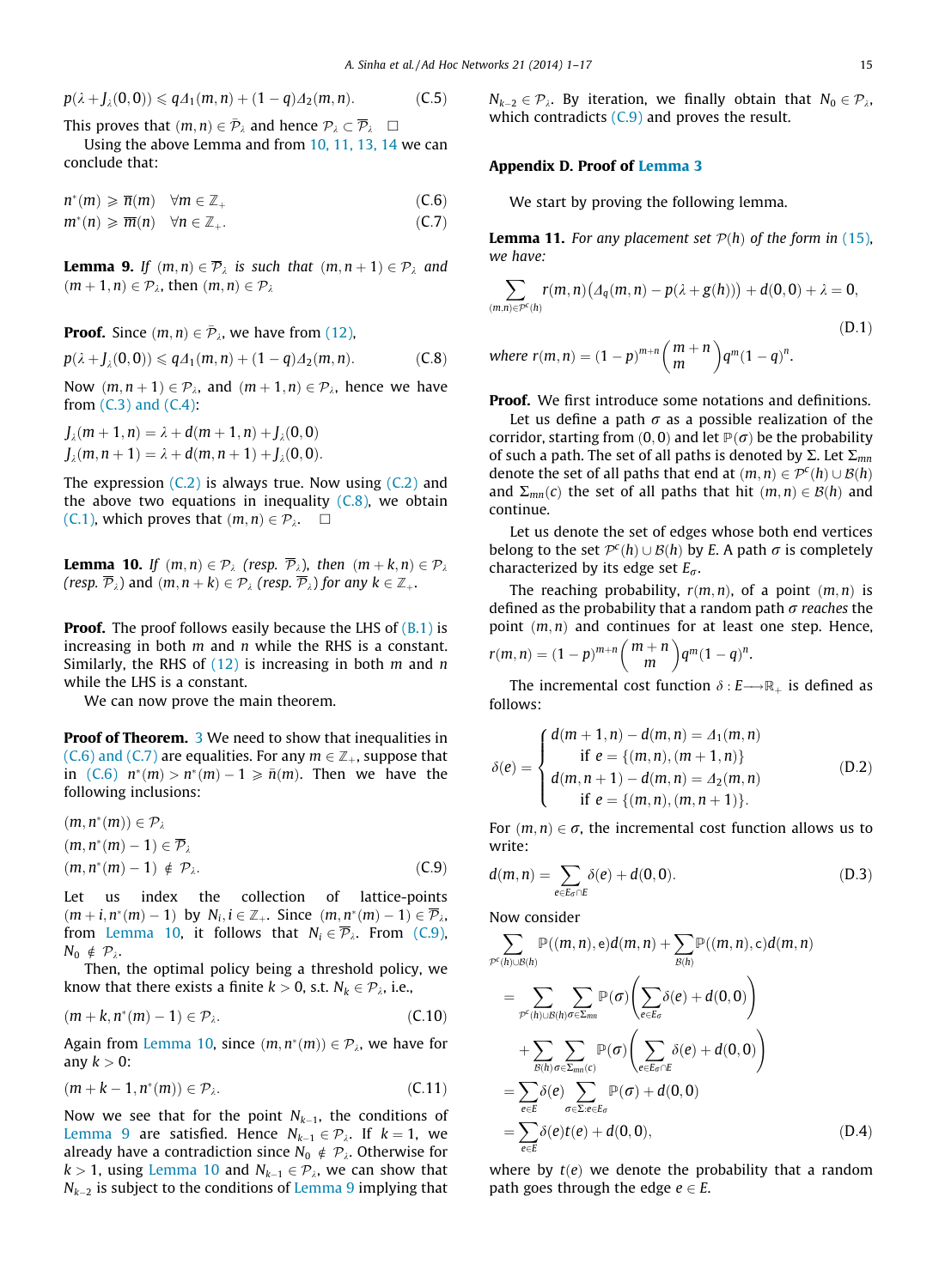$$p(\lambda + J_\lambda(0,0)) \leqslant q\Delta_1(m,n) + (1-q)\Delta_2(m,n). \tag{C.5}$$

This proves that $(m,n) \in \bar{\mathcal{P}}_\lambda$ and hence $\mathcal{P}_\lambda \subset \bar{\mathcal{P}}_\lambda$ □

Using the above Lemma and from 10, 11, 13, 14 we can conclude that:

$$n^*(m) \geqslant \overline{n}(m) \quad \forall m \in \mathbb{Z}_+ \tag{C.6}$$
$$m^*(n) \geqslant \overline{m}(n) \quad \forall n \in \mathbb{Z}_+. \tag{C.7}$$

**Lemma 9.** *If $(m,n) \in \bar{\mathcal{P}}_\lambda$ is such that $(m,n+1) \in \mathcal{P}_\lambda$ and $(m+1,n) \in \mathcal{P}_\lambda$, then $(m,n) \in \mathcal{P}_\lambda$*

**Proof.** Since $(m,n) \in \bar{\mathcal{P}}_\lambda$, we have from (12),

$$p(\lambda + J_\lambda(0,0)) \leqslant q\Delta_1(m,n) + (1-q)\Delta_2(m,n). \tag{C.8}$$

Now $(m,n+1) \in \mathcal{P}_\lambda$, and $(m+1,n) \in \mathcal{P}_\lambda$, hence we have from (C.3) and (C.4):

$$J_\lambda(m+1,n) = \lambda + d(m+1,n) + J_\lambda(0,0)$$
$$J_\lambda(m,n+1) = \lambda + d(m,n+1) + J_\lambda(0,0).$$

The expression (C.2) is always true. Now using (C.2) and the above two equations in inequality (C.8), we obtain (C.1), which proves that $(m,n) \in \mathcal{P}_\lambda$. □

**Lemma 10.** *If $(m,n) \in \mathcal{P}_\lambda$ (resp. $\bar{\mathcal{P}}_\lambda$), then $(m+k,n) \in \mathcal{P}_\lambda$ (resp. $\bar{\mathcal{P}}_\lambda$) and $(m,n+k) \in \mathcal{P}_\lambda$ (resp. $\bar{\mathcal{P}}_\lambda$) for any $k \in \mathbb{Z}_+$.*

**Proof.** The proof follows easily because the LHS of (B.1) is increasing in both $m$ and $n$ while the RHS is a constant. Similarly, the RHS of (12) is increasing in both $m$ and $n$ while the LHS is a constant.

We can now prove the main theorem.

**Proof of Theorem.** 3 We need to show that inequalities in (C.6) and (C.7) are equalities. For any $m \in \mathbb{Z}_+$, suppose that in (C.6) $n^*(m) > n^*(m) - 1 \geqslant \bar{n}(m)$. Then we have the following inclusions:

$$\begin{aligned}
&(m, n^*(m)) \in \mathcal{P}_\lambda \\
&(m, n^*(m) - 1) \in \bar{\mathcal{P}}_\lambda \\
&(m, n^*(m) - 1) \notin \mathcal{P}_\lambda.
\end{aligned} \tag{C.9}$$

Let us index the collection of lattice-points $(m+i, n^*(m)-1)$ by $N_i, i \in \mathbb{Z}_+$. Since $(m, n^*(m)-1) \in \bar{\mathcal{P}}_\lambda$, from Lemma 10, it follows that $N_i \in \bar{\mathcal{P}}_\lambda$. From (C.9), $N_0 \notin \mathcal{P}_\lambda$.

Then, the optimal policy being a threshold policy, we know that there exists a finite $k > 0$, s.t. $N_k \in \mathcal{P}_\lambda$, i.e.,

$$(m+k, n^*(m)-1) \in \mathcal{P}_\lambda. \tag{C.10}$$

Again from Lemma 10, since $(m, n^*(m)) \in \mathcal{P}_\lambda$, we have for any $k > 0$:

$$(m+k-1, n^*(m)) \in \mathcal{P}_\lambda. \tag{C.11}$$

Now we see that for the point $N_{k-1}$, the conditions of Lemma 9 are satisfied. Hence $N_{k-1} \in \mathcal{P}_\lambda$. If $k = 1$, we already have a contradiction since $N_0 \notin \mathcal{P}_\lambda$. Otherwise for $k > 1$, using Lemma 10 and $N_{k-1} \in \mathcal{P}_\lambda$, we can show that $N_{k-2}$ is subject to the conditions of Lemma 9 implying that $N_{k-2} \in \mathcal{P}_\lambda$. By iteration, we finally obtain that $N_0 \in \mathcal{P}_\lambda$, which contradicts (C.9) and proves the result.

## Appendix D. Proof of Lemma 3

We start by proving the following lemma.

**Lemma 11.** *For any placement set $\mathcal{P}(h)$ of the form in (15), we have:*

$$\sum_{(m,n)\in\mathcal{P}^c(h)} r(m,n)\big(\Delta_q(m,n) - p(\lambda + g(h))\big) + d(0,0) + \lambda = 0, \tag{D.1}$$

*where* $r(m,n) = (1-p)^{m+n}\binom{m+n}{m} q^m (1-q)^n$.

**Proof.** We first introduce some notations and definitions.

Let us define a path $\sigma$ as a possible realization of the corridor, starting from $(0,0)$ and let $\mathbb{P}(\sigma)$ be the probability of such a path. The set of all paths is denoted by $\Sigma$. Let $\Sigma_{mn}$ denote the set of all paths that end at $(m,n) \in \mathcal{P}^c(h) \cup \mathcal{B}(h)$ and $\Sigma_{mn}(c)$ the set of all paths that hit $(m,n) \in \mathcal{B}(h)$ and continue.

Let us denote the set of edges whose both end vertices belong to the set $\mathcal{P}^c(h) \cup \mathcal{B}(h)$ by $E$. A path $\sigma$ is completely characterized by its edge set $E_\sigma$.

The reaching probability, $r(m,n)$, of a point $(m,n)$ is defined as the probability that a random path $\sigma$ *reaches* the point $(m,n)$ and continues for at least one step. Hence, $r(m,n) = (1-p)^{m+n}\binom{m+n}{m} q^m (1-q)^n$.

The incremental cost function $\delta : E \longrightarrow \mathbb{R}_+$ is defined as follows:

$$\delta(e) = \begin{cases} d(m+1,n) - d(m,n) = \Delta_1(m,n) \\ \quad \text{if } e = \{(m,n),(m+1,n)\} \\ d(m,n+1) - d(m,n) = \Delta_2(m,n) \\ \quad \text{if } e = \{(m,n),(m,n+1)\}. \end{cases} \tag{D.2}$$

For $(m,n) \in \sigma$, the incremental cost function allows us to write:

$$d(m,n) = \sum_{e \in E_\sigma \cap E} \delta(e) + d(0,0). \tag{D.3}$$

Now consider

$$\begin{aligned}
&\sum_{\mathcal{P}^c(h)\cup\mathcal{B}(h)} \mathbb{P}((m,n),e)d(m,n) + \sum_{\mathcal{B}(h)} \mathbb{P}((m,n),c)d(m,n) \\
&= \sum_{\mathcal{P}^c(h)\cup\mathcal{B}(h)} \sum_{\sigma\in\Sigma_{mn}} \mathbb{P}(\sigma)\left(\sum_{e\in E_\sigma}\delta(e) + d(0,0)\right) \\
&\quad + \sum_{\mathcal{B}(h)} \sum_{\sigma\in\Sigma_{mn}(c)} \mathbb{P}(\sigma)\left(\sum_{e\in E_\sigma\cap E}\delta(e) + d(0,0)\right) \\
&= \sum_{e\in E}\delta(e) \sum_{\sigma\in\Sigma: e\in E_\sigma} \mathbb{P}(\sigma) + d(0,0) \\
&= \sum_{e\in E}\delta(e)t(e) + d(0,0),
\end{aligned} \tag{D.4}$$

where by $t(e)$ we denote the probability that a random path goes through the edge $e \in E$.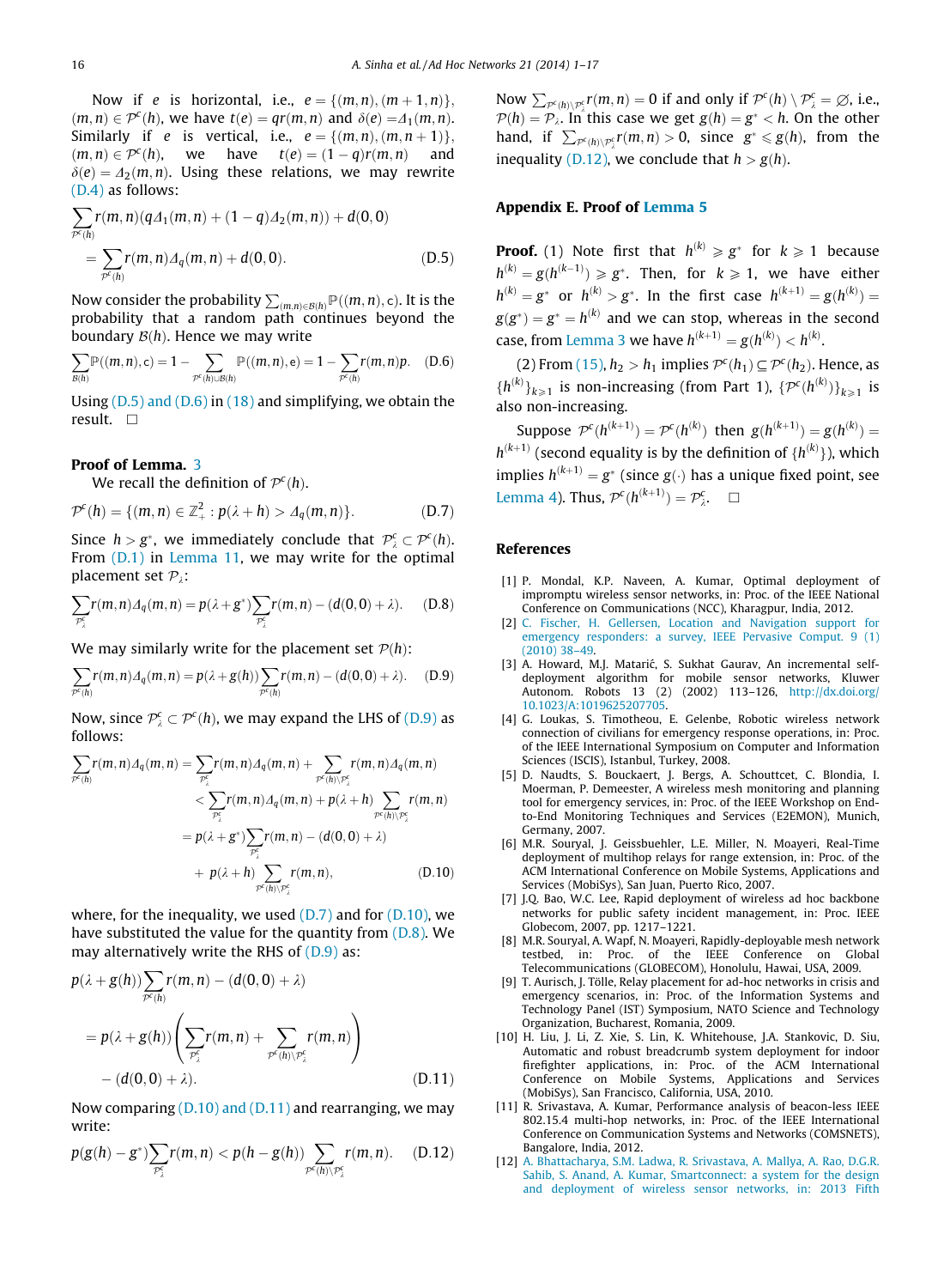Now if $e$ is horizontal, i.e., $e = \{(m,n),(m+1,n)\}$, $(m,n) \in \mathcal{P}^c(h)$, we have $t(e) = qr(m,n)$ and $\delta(e) = \Delta_1(m,n)$. Similarly if $e$ is vertical, i.e., $e = \{(m,n),(m,n+1)\}$, $(m,n) \in \mathcal{P}^c(h)$, we have $t(e) = (1-q)r(m,n)$ and $\delta(e) = \Delta_2(m,n)$. Using these relations, we may rewrite (D.4) as follows:

$$\sum_{\mathcal{P}^c(h)} r(m,n)(q\Delta_1(m,n) + (1-q)\Delta_2(m,n)) + d(0,0)$$
$$= \sum_{\mathcal{P}^c(h)} r(m,n)\Delta_q(m,n) + d(0,0). \quad \text{(D.5)}$$

Now consider the probability $\sum_{(m,n)\in\mathcal{B}(h)} \mathbb{P}((m,n),\mathsf{c})$. It is the probability that a random path continues beyond the boundary $\mathcal{B}(h)$. Hence we may write

$$\sum_{\mathcal{B}(h)} \mathbb{P}((m,n),\mathsf{c}) = 1 - \sum_{\mathcal{P}^c(h)\cup\mathcal{B}(h)} \mathbb{P}((m,n),\mathsf{e}) = 1 - \sum_{\mathcal{P}^c(h)} r(m,n)p. \quad \text{(D.6)}$$

Using (D.5) and (D.6) in (18) and simplifying, we obtain the result. $\square$

### Proof of Lemma. 3

We recall the definition of $\mathcal{P}^c(h)$.

$$\mathcal{P}^c(h) = \{(m,n) \in \mathbb{Z}_+^2 : p(\lambda + h) > \Delta_q(m,n)\}. \quad \text{(D.7)}$$

Since $h > g^*$, we immediately conclude that $\mathcal{P}_\lambda^c \subset \mathcal{P}^c(h)$. From (D.1) in Lemma 11, we may write for the optimal placement set $\mathcal{P}_\lambda$:

$$\sum_{\mathcal{P}_\lambda^c} r(m,n)\Delta_q(m,n) = p(\lambda + g^*)\sum_{\mathcal{P}_\lambda^c} r(m,n) - (d(0,0) + \lambda). \quad \text{(D.8)}$$

We may similarly write for the placement set $\mathcal{P}(h)$:

$$\sum_{\mathcal{P}^c(h)} r(m,n)\Delta_q(m,n) = p(\lambda + g(h))\sum_{\mathcal{P}^c(h)} r(m,n) - (d(0,0) + \lambda). \quad \text{(D.9)}$$

Now, since $\mathcal{P}_\lambda^c \subset \mathcal{P}^c(h)$, we may expand the LHS of (D.9) as follows:

$$\begin{aligned}
\sum_{\mathcal{P}^c(h)} r(m,n)\Delta_q(m,n) &= \sum_{\mathcal{P}_\lambda^c} r(m,n)\Delta_q(m,n) + \sum_{\mathcal{P}^c(h)\setminus\mathcal{P}_\lambda^c} r(m,n)\Delta_q(m,n) \\
&< \sum_{\mathcal{P}_\lambda^c} r(m,n)\Delta_q(m,n) + p(\lambda + h)\sum_{\mathcal{P}^c(h)\setminus\mathcal{P}_\lambda^c} r(m,n) \\
&= p(\lambda + g^*)\sum_{\mathcal{P}_\lambda^c} r(m,n) - (d(0,0) + \lambda) \\
&\quad + p(\lambda + h)\sum_{\mathcal{P}^c(h)\setminus\mathcal{P}_\lambda^c} r(m,n), \qquad \text{(D.10)}
\end{aligned}$$

where, for the inequality, we used (D.7) and for (D.10), we have substituted the value for the quantity from (D.8). We may alternatively write the RHS of (D.9) as:

$$\begin{aligned}
&p(\lambda + g(h))\sum_{\mathcal{P}^c(h)} r(m,n) - (d(0,0) + \lambda) \\
&= p(\lambda + g(h))\left(\sum_{\mathcal{P}_\lambda^c} r(m,n) + \sum_{\mathcal{P}^c(h)\setminus\mathcal{P}_\lambda^c} r(m,n)\right) \\
&\quad - (d(0,0) + \lambda). \qquad \text{(D.11)}
\end{aligned}$$

Now comparing (D.10) and (D.11) and rearranging, we may write:

$$p(g(h) - g^*)\sum_{\mathcal{P}_\lambda^c} r(m,n) < p(h - g(h))\sum_{\mathcal{P}^c(h)\setminus\mathcal{P}_\lambda^c} r(m,n). \quad \text{(D.12)}$$

Now $\sum_{\mathcal{P}^c(h)\setminus\mathcal{P}_\lambda^c} r(m,n) = 0$ if and only if $\mathcal{P}^c(h) \setminus \mathcal{P}_\lambda^c = \emptyset$, i.e., $\mathcal{P}(h) = \mathcal{P}_\lambda$. In this case we get $g(h) = g^* < h$. On the other hand, if $\sum_{\mathcal{P}^c(h)\setminus\mathcal{P}_\lambda^c} r(m,n) > 0$, since $g^* \leqslant g(h)$, from the inequality (D.12), we conclude that $h > g(h)$.

## Appendix E. Proof of Lemma 5

**Proof.** (1) Note first that $h^{(k)} \geqslant g^*$ for $k \geqslant 1$ because $h^{(k)} = g(h^{(k-1)}) \geqslant g^*$. Then, for $k \geqslant 1$, we have either $h^{(k)} = g^*$ or $h^{(k)} > g^*$. In the first case $h^{(k+1)} = g(h^{(k)}) = g(g^*) = g^* = h^{(k)}$ and we can stop, whereas in the second case, from Lemma 3 we have $h^{(k+1)} = g(h^{(k)}) < h^{(k)}$.

(2) From (15), $h_2 > h_1$ implies $\mathcal{P}^c(h_1) \subseteq \mathcal{P}^c(h_2)$. Hence, as $\{h^{(k)}\}_{k\geqslant1}$ is non-increasing (from Part 1), $\{\mathcal{P}^c(h^{(k)})\}_{k\geqslant1}$ is also non-increasing.

Suppose $\mathcal{P}^c(h^{(k+1)}) = \mathcal{P}^c(h^{(k)})$ then $g(h^{(k+1)}) = g(h^{(k)}) = h^{(k+1)}$ (second equality is by the definition of $\{h^{(k)}\}$), which implies $h^{(k+1)} = g^*$ (since $g(\cdot)$ has a unique fixed point, see Lemma 4). Thus, $\mathcal{P}^c(h^{(k+1)}) = \mathcal{P}_\lambda^c$. $\square$

## References

[1] P. Mondal, K.P. Naveen, A. Kumar, Optimal deployment of impromptu wireless sensor networks, in: Proc. of the IEEE National Conference on Communications (NCC), Kharagpur, India, 2012.

[2] C. Fischer, H. Gellersen, Location and Navigation support for emergency responders: a survey, IEEE Pervasive Comput. 9 (1) (2010) 38–49.

[3] A. Howard, M.J. Matarić, S. Sukhat Gaurav, An incremental self-deployment algorithm for mobile sensor networks, Kluwer Autonom. Robots 13 (2) (2002) 113–126, http://dx.doi.org/10.1023/A:1019625207705.

[4] G. Loukas, S. Timotheou, E. Gelenbe, Robotic wireless network connection of civilians for emergency response operations, in: Proc. of the IEEE International Symposium on Computer and Information Sciences (ISCIS), Istanbul, Turkey, 2008.

[5] D. Naudts, S. Bouckaert, J. Bergs, A. Schouttcet, C. Blondia, I. Moerman, P. Demeester, A wireless mesh monitoring and planning tool for emergency services, in: Proc. of the IEEE Workshop on End-to-End Monitoring Techniques and Services (E2EMON), Munich, Germany, 2007.

[6] M.R. Souryal, J. Geissbuehler, L.E. Miller, N. Moayeri, Real-Time deployment of multihop relays for range extension, in: Proc. of the ACM International Conference on Mobile Systems, Applications and Services (MobiSys), San Juan, Puerto Rico, 2007.

[7] J.Q. Bao, W.C. Lee, Rapid deployment of wireless ad hoc backbone networks for public safety incident management, in: Proc. IEEE Globecom, 2007, pp. 1217–1221.

[8] M.R. Souryal, A. Wapf, N. Moayeri, Rapidly-deployable mesh network testbed, in: Proc. of the IEEE Conference on Global Telecommunications (GLOBECOM), Honolulu, Hawai, USA, 2009.

[9] T. Aurisch, J. Tölle, Relay placement for ad-hoc networks in crisis and emergency scenarios, in: Proc. of the Information Systems and Technology Panel (IST) Symposium, NATO Science and Technology Organization, Bucharest, Romania, 2009.

[10] H. Liu, J. Li, Z. Xie, S. Lin, K. Whitehouse, J.A. Stankovic, D. Siu, Automatic and robust breadcrumb system deployment for indoor firefighter applications, in: Proc. of the ACM International Conference on Mobile Systems, Applications and Services (MobiSys), San Francisco, California, USA, 2010.

[11] R. Srivastava, A. Kumar, Performance analysis of beacon-less IEEE 802.15.4 multi-hop networks, in: Proc. of the IEEE International Conference on Communication Systems and Networks (COMSNETS), Bangalore, India, 2012.

[12] A. Bhattacharya, S.M. Ladwa, R. Srivastava, A. Mallya, A. Rao, D.G.R. Sahib, S. Anand, A. Kumar, Smartconnect: a system for the design and deployment of wireless sensor networks, in: 2013 Fifth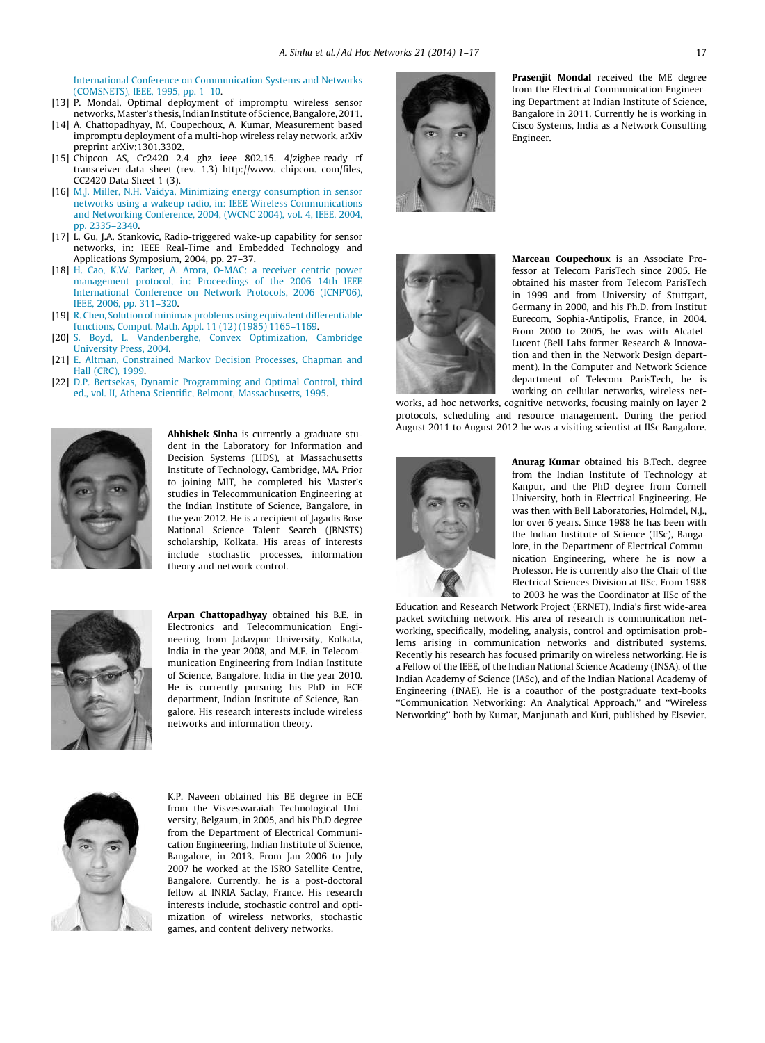International Conference on Communication Systems and Networks (COMSNETS), IEEE, 1995, pp. 1–10.

[13] P. Mondal, Optimal deployment of impromptu wireless sensor networks, Master's thesis, Indian Institute of Science, Bangalore, 2011.

[14] A. Chattopadhyay, M. Coupechoux, A. Kumar, Measurement based impromptu deployment of a multi-hop wireless relay network, arXiv preprint arXiv:1301.3302.

[15] Chipcon AS, Cc2420 2.4 ghz ieee 802.15. 4/zigbee-ready rf transceiver data sheet (rev. 1.3) http://www. chipcon. com/files, CC2420 Data Sheet 1 (3).

[16] M.J. Miller, N.H. Vaidya, Minimizing energy consumption in sensor networks using a wakeup radio, in: IEEE Wireless Communications and Networking Conference, 2004, (WCNC 2004), vol. 4, IEEE, 2004, pp. 2335–2340.

[17] L. Gu, J.A. Stankovic, Radio-triggered wake-up capability for sensor networks, in: IEEE Real-Time and Embedded Technology and Applications Symposium, 2004, pp. 27–37.

[18] H. Cao, K.W. Parker, A. Arora, O-MAC: a receiver centric power management protocol, in: Proceedings of the 2006 14th IEEE International Conference on Network Protocols, 2006 (ICNP'06), IEEE, 2006, pp. 311–320.

[19] R. Chen, Solution of minimax problems using equivalent differentiable functions, Comput. Math. Appl. 11 (12) (1985) 1165–1169.

[20] S. Boyd, L. Vandenberghe, Convex Optimization, Cambridge University Press, 2004.

[21] E. Altman, Constrained Markov Decision Processes, Chapman and Hall (CRC), 1999.

[22] D.P. Bertsekas, Dynamic Programming and Optimal Control, third ed., vol. II, Athena Scientific, Belmont, Massachusetts, 1995.

**Abhishek Sinha** is currently a graduate student in the Laboratory for Information and Decision Systems (LIDS), at Massachusetts Institute of Technology, Cambridge, MA. Prior to joining MIT, he completed his Master's studies in Telecommunication Engineering at the Indian Institute of Science, Bangalore, in the year 2012. He is a recipient of Jagadis Bose National Science Talent Search (JBNSTS) scholarship, Kolkata. His areas of interests include stochastic processes, information theory and network control.

**Arpan Chattopadhyay** obtained his B.E. in Electronics and Telecommunication Engineering from Jadavpur University, Kolkata, India in the year 2008, and M.E. in Telecommunication Engineering from Indian Institute of Science, Bangalore, India in the year 2010. He is currently pursuing his PhD in ECE department, Indian Institute of Science, Bangalore. His research interests include wireless networks and information theory.

K.P. Naveen obtained his BE degree in ECE from the Visveswaraiah Technological University, Belgaum, in 2005, and his Ph.D degree from the Department of Electrical Communication Engineering, Indian Institute of Science, Bangalore, in 2013. From Jan 2006 to July 2007 he worked at the ISRO Satellite Centre, Bangalore. Currently, he is a post-doctoral fellow at INRIA Saclay, France. His research interests include, stochastic control and optimization of wireless networks, stochastic games, and content delivery networks.

**Prasenjit Mondal** received the ME degree from the Electrical Communication Engineering Department at Indian Institute of Science, Bangalore in 2011. Currently he is working in Cisco Systems, India as a Network Consulting Engineer.

**Marceau Coupechoux** is an Associate Professor at Telecom ParisTech since 2005. He obtained his master from Telecom ParisTech in 1999 and from University of Stuttgart, Germany in 2000, and his Ph.D. from Institut Eurecom, Sophia-Antipolis, France, in 2004. From 2000 to 2005, he was with Alcatel-Lucent (Bell Labs former Research & Innovation and then in the Network Design department). In the Computer and Network Science department of Telecom ParisTech, he is working on cellular networks, wireless networks, ad hoc networks, cognitive networks, focusing mainly on layer 2 protocols, scheduling and resource management. During the period August 2011 to August 2012 he was a visiting scientist at IISc Bangalore.

**Anurag Kumar** obtained his B.Tech. degree from the Indian Institute of Technology at Kanpur, and the PhD degree from Cornell University, both in Electrical Engineering. He was then with Bell Laboratories, Holmdel, N.J., for over 6 years. Since 1988 he has been with the Indian Institute of Science (IISc), Bangalore, in the Department of Electrical Communication Engineering, where he is now a Professor. He is currently also the Chair of the Electrical Sciences Division at IISc. From 1988 to 2003 he was the Coordinator at IISc of the Education and Research Network Project (ERNET), India's first wide-area packet switching network. His area of research is communication networking, specifically, modeling, analysis, control and optimisation problems arising in communication networks and distributed systems. Recently his research has focused primarily on wireless networking. He is a Fellow of the IEEE, of the Indian National Science Academy (INSA), of the Indian Academy of Science (IASc), and of the Indian National Academy of Engineering (INAE). He is a coauthor of the postgraduate text-books "Communication Networking: An Analytical Approach," and "Wireless Networking" both by Kumar, Manjunath and Kuri, published by Elsevier.